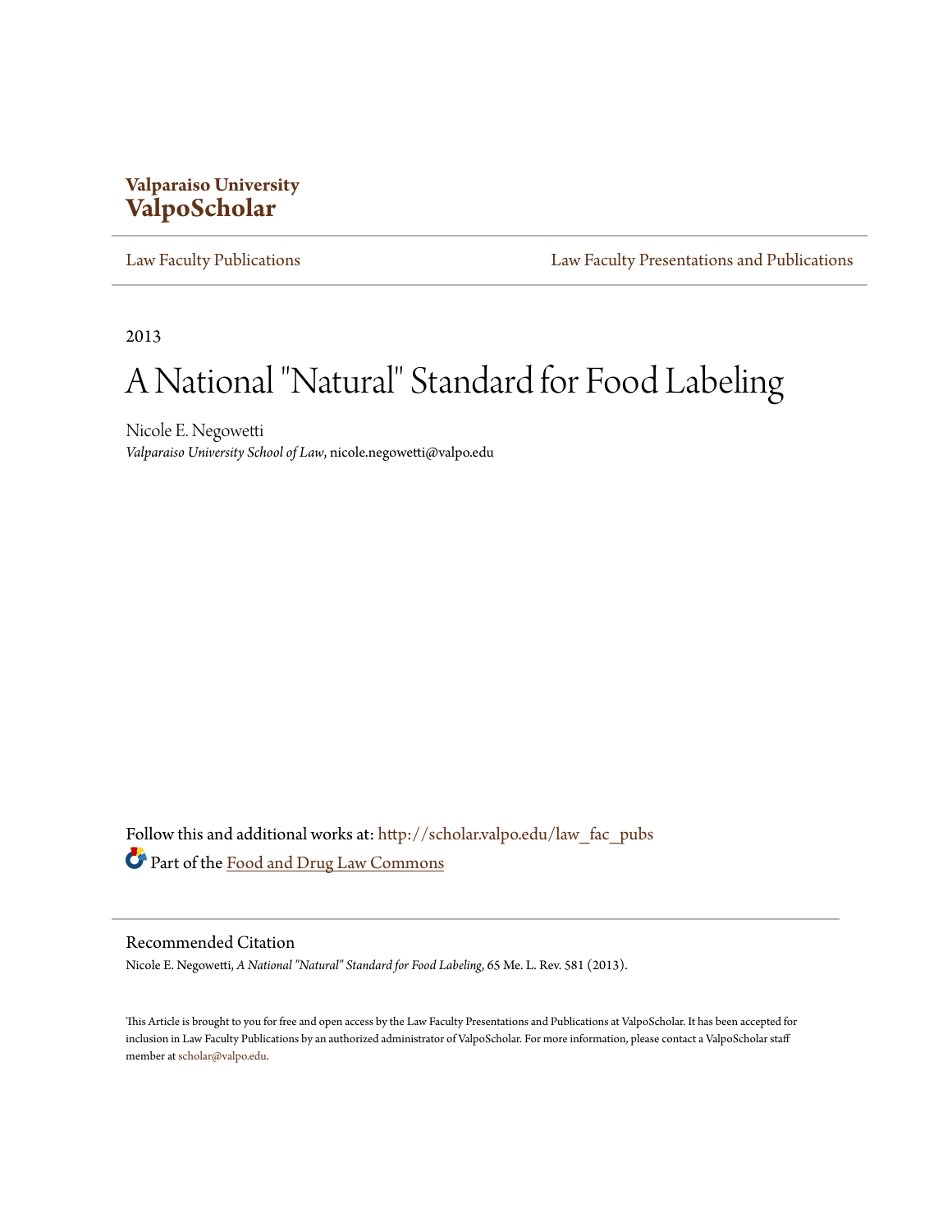**Valparaiso University**
**ValpoScholar**

Law Faculty Publications | Law Faculty Presentations and Publications

2013

# A National "Natural" Standard for Food Labeling

Nicole E. Negowetti
*Valparaiso University School of Law*, nicole.negowetti@valpo.edu

Follow this and additional works at: http://scholar.valpo.edu/law_fac_pubs

Part of the Food and Drug Law Commons

## Recommended Citation

Nicole E. Negowetti, *A National "Natural" Standard for Food Labeling*, 65 Me. L. Rev. 581 (2013).

This Article is brought to you for free and open access by the Law Faculty Presentations and Publications at ValpoScholar. It has been accepted for inclusion in Law Faculty Publications by an authorized administrator of ValpoScholar. For more information, please contact a ValpoScholar staff member at scholar@valpo.edu.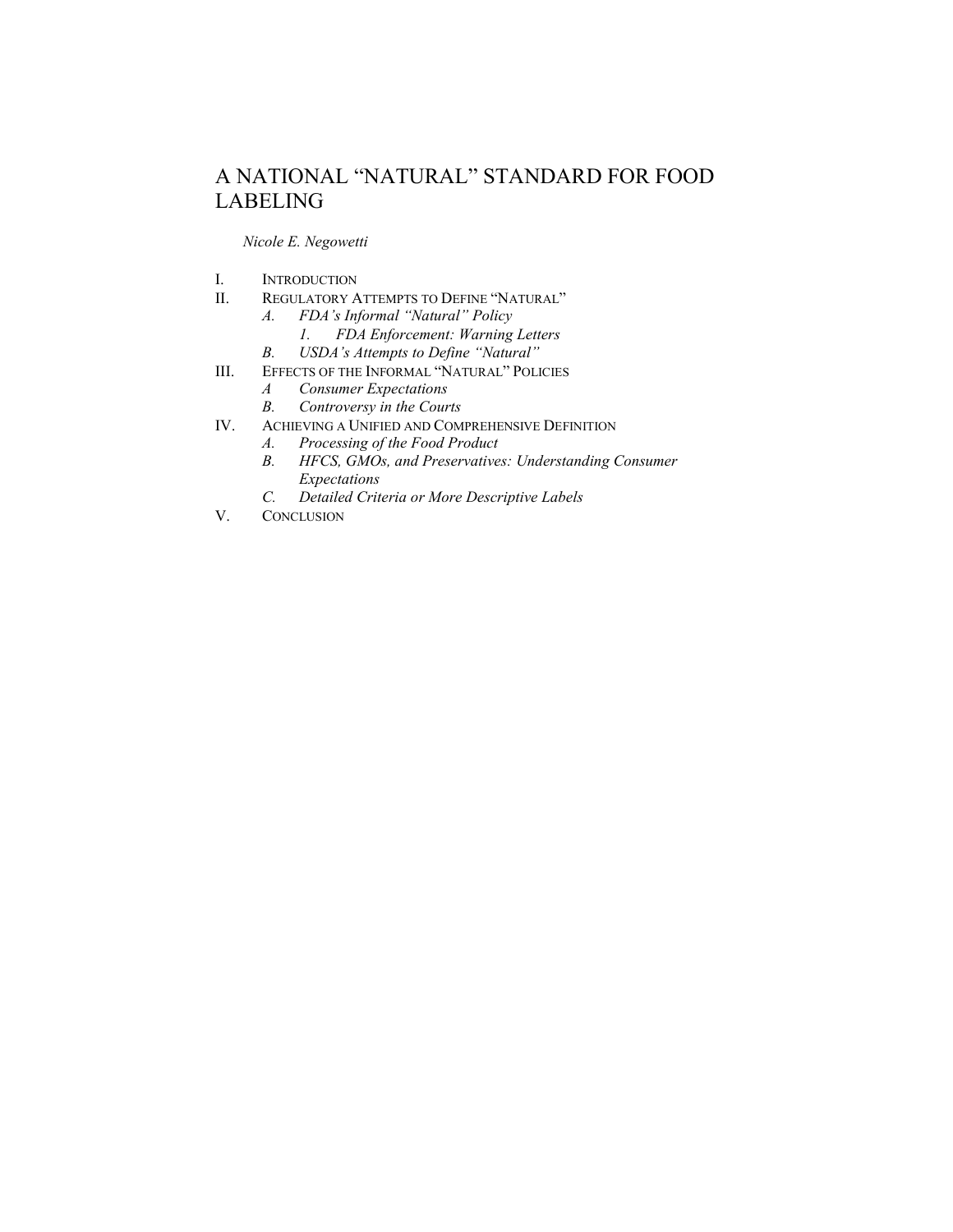# A NATIONAL "NATURAL" STANDARD FOR FOOD LABELING

*Nicole E. Negowetti*

I. INTRODUCTION

II. REGULATORY ATTEMPTS TO DEFINE "NATURAL"
   - *A. FDA's Informal "Natural" Policy*
     - *1. FDA Enforcement: Warning Letters*
   - *B. USDA's Attempts to Define "Natural"*

III. EFFECTS OF THE INFORMAL "NATURAL" POLICIES
   - *A Consumer Expectations*
   - *B. Controversy in the Courts*

IV. ACHIEVING A UNIFIED AND COMPREHENSIVE DEFINITION
   - *A. Processing of the Food Product*
   - *B. HFCS, GMOs, and Preservatives: Understanding Consumer Expectations*
   - *C. Detailed Criteria or More Descriptive Labels*

V. CONCLUSION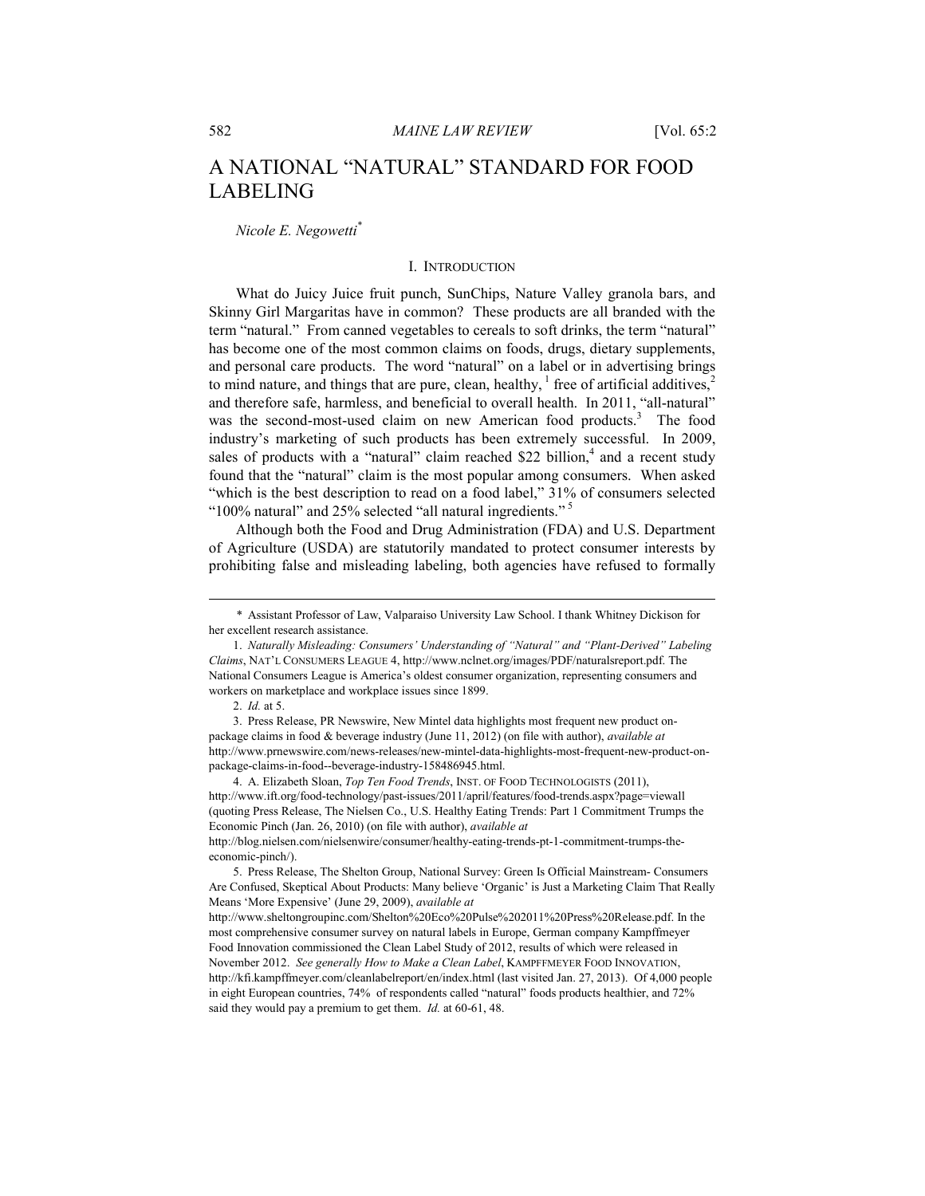# A NATIONAL "NATURAL" STANDARD FOR FOOD LABELING

*Nicole E. Negowetti*[*]

## I. INTRODUCTION

What do Juicy Juice fruit punch, SunChips, Nature Valley granola bars, and Skinny Girl Margaritas have in common? These products are all branded with the term "natural." From canned vegetables to cereals to soft drinks, the term "natural" has become one of the most common claims on foods, drugs, dietary supplements, and personal care products. The word "natural" on a label or in advertising brings to mind nature, and things that are pure, clean, healthy, [1] free of artificial additives,[2] and therefore safe, harmless, and beneficial to overall health. In 2011, "all-natural" was the second-most-used claim on new American food products.[3] The food industry's marketing of such products has been extremely successful. In 2009, sales of products with a "natural" claim reached $22 billion,[4] and a recent study found that the "natural" claim is the most popular among consumers. When asked "which is the best description to read on a food label," 31% of consumers selected "100% natural" and 25% selected "all natural ingredients." [5]

Although both the Food and Drug Administration (FDA) and U.S. Department of Agriculture (USDA) are statutorily mandated to protect consumer interests by prohibiting false and misleading labeling, both agencies have refused to formally

---

\* Assistant Professor of Law, Valparaiso University Law School. I thank Whitney Dickison for her excellent research assistance.

1. *Naturally Misleading: Consumers' Understanding of "Natural" and "Plant-Derived" Labeling Claims*, NAT'L CONSUMERS LEAGUE 4, http://www.nclnet.org/images/PDF/naturalsreport.pdf. The National Consumers League is America's oldest consumer organization, representing consumers and workers on marketplace and workplace issues since 1899.

2. *Id.* at 5.

3. Press Release, PR Newswire, New Mintel data highlights most frequent new product on-package claims in food & beverage industry (June 11, 2012) (on file with author), *available at* http://www.prnewswire.com/news-releases/new-mintel-data-highlights-most-frequent-new-product-on-package-claims-in-food--beverage-industry-158486945.html.

4. A. Elizabeth Sloan, *Top Ten Food Trends*, INST. OF FOOD TECHNOLOGISTS (2011), http://www.ift.org/food-technology/past-issues/2011/april/features/food-trends.aspx?page=viewall (quoting Press Release, The Nielsen Co., U.S. Healthy Eating Trends: Part 1 Commitment Trumps the Economic Pinch (Jan. 26, 2010) (on file with author), *available at* http://blog.nielsen.com/nielsenwire/consumer/healthy-eating-trends-pt-1-commitment-trumps-the-economic-pinch/).

5. Press Release, The Shelton Group, National Survey: Green Is Official Mainstream- Consumers Are Confused, Skeptical About Products: Many believe 'Organic' is Just a Marketing Claim That Really Means 'More Expensive' (June 29, 2009), *available at* http://www.sheltongroupinc.com/Shelton%20Eco%20Pulse%202011%20Press%20Release.pdf. In the most comprehensive consumer survey on natural labels in Europe, German company Kampffmeyer Food Innovation commissioned the Clean Label Study of 2012, results of which were released in November 2012. *See generally How to Make a Clean Label*, KAMPFFMEYER FOOD INNOVATION, http://kfi.kampffmeyer.com/cleanlabelreport/en/index.html (last visited Jan. 27, 2013). Of 4,000 people in eight European countries, 74% of respondents called "natural" foods products healthier, and 72% said they would pay a premium to get them. *Id.* at 60-61, 48.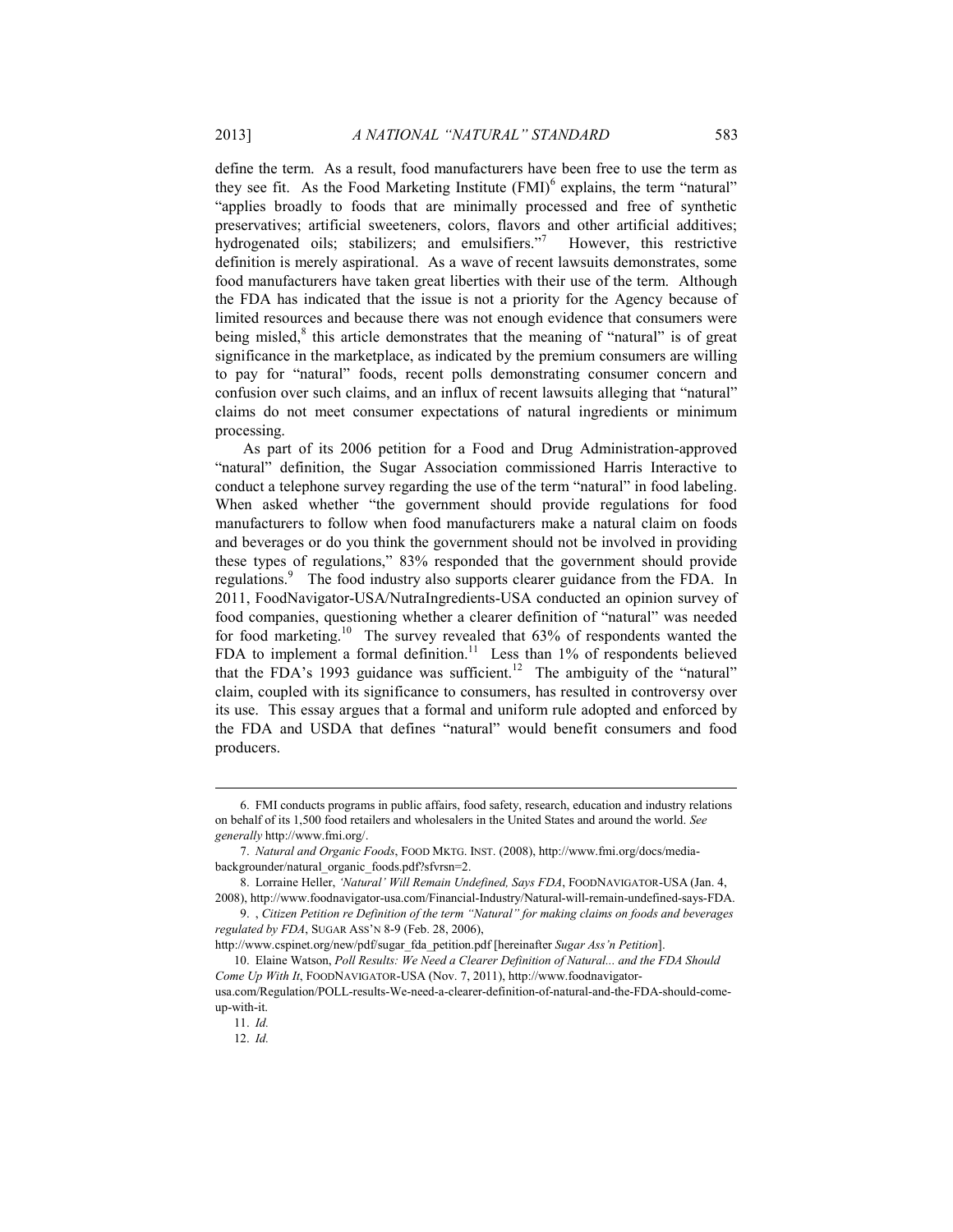define the term. As a result, food manufacturers have been free to use the term as they see fit. As the Food Marketing Institute (FMI)[6] explains, the term "natural" "applies broadly to foods that are minimally processed and free of synthetic preservatives; artificial sweeteners, colors, flavors and other artificial additives; hydrogenated oils; stabilizers; and emulsifiers."[7] However, this restrictive definition is merely aspirational. As a wave of recent lawsuits demonstrates, some food manufacturers have taken great liberties with their use of the term. Although the FDA has indicated that the issue is not a priority for the Agency because of limited resources and because there was not enough evidence that consumers were being misled,[8] this article demonstrates that the meaning of "natural" is of great significance in the marketplace, as indicated by the premium consumers are willing to pay for "natural" foods, recent polls demonstrating consumer concern and confusion over such claims, and an influx of recent lawsuits alleging that "natural" claims do not meet consumer expectations of natural ingredients or minimum processing.

As part of its 2006 petition for a Food and Drug Administration-approved "natural" definition, the Sugar Association commissioned Harris Interactive to conduct a telephone survey regarding the use of the term "natural" in food labeling. When asked whether "the government should provide regulations for food manufacturers to follow when food manufacturers make a natural claim on foods and beverages or do you think the government should not be involved in providing these types of regulations," 83% responded that the government should provide regulations.[9] The food industry also supports clearer guidance from the FDA. In 2011, FoodNavigator-USA/NutraIngredients-USA conducted an opinion survey of food companies, questioning whether a clearer definition of "natural" was needed for food marketing.[10] The survey revealed that 63% of respondents wanted the FDA to implement a formal definition.[11] Less than 1% of respondents believed that the FDA's 1993 guidance was sufficient.[12] The ambiguity of the "natural" claim, coupled with its significance to consumers, has resulted in controversy over its use. This essay argues that a formal and uniform rule adopted and enforced by the FDA and USDA that defines "natural" would benefit consumers and food producers.

---

6. FMI conducts programs in public affairs, food safety, research, education and industry relations on behalf of its 1,500 food retailers and wholesalers in the United States and around the world. *See generally* http://www.fmi.org/.

7. *Natural and Organic Foods*, FOOD MKTG. INST. (2008), http://www.fmi.org/docs/media-backgrounder/natural_organic_foods.pdf?sfvrsn=2.

8. Lorraine Heller, *'Natural' Will Remain Undefined, Says FDA*, FOODNAVIGATOR-USA (Jan. 4, 2008), http://www.foodnavigator-usa.com/Financial-Industry/Natural-will-remain-undefined-says-FDA.

9. , *Citizen Petition re Definition of the term "Natural" for making claims on foods and beverages regulated by FDA*, SUGAR ASS'N 8-9 (Feb. 28, 2006), http://www.cspinet.org/new/pdf/sugar_fda_petition.pdf [hereinafter *Sugar Ass'n Petition*].

10. Elaine Watson, *Poll Results: We Need a Clearer Definition of Natural... and the FDA Should Come Up With It*, FOODNAVIGATOR-USA (Nov. 7, 2011), http://www.foodnavigator-usa.com/Regulation/POLL-results-We-need-a-clearer-definition-of-natural-and-the-FDA-should-come-up-with-it.

11. *Id.*

12. *Id.*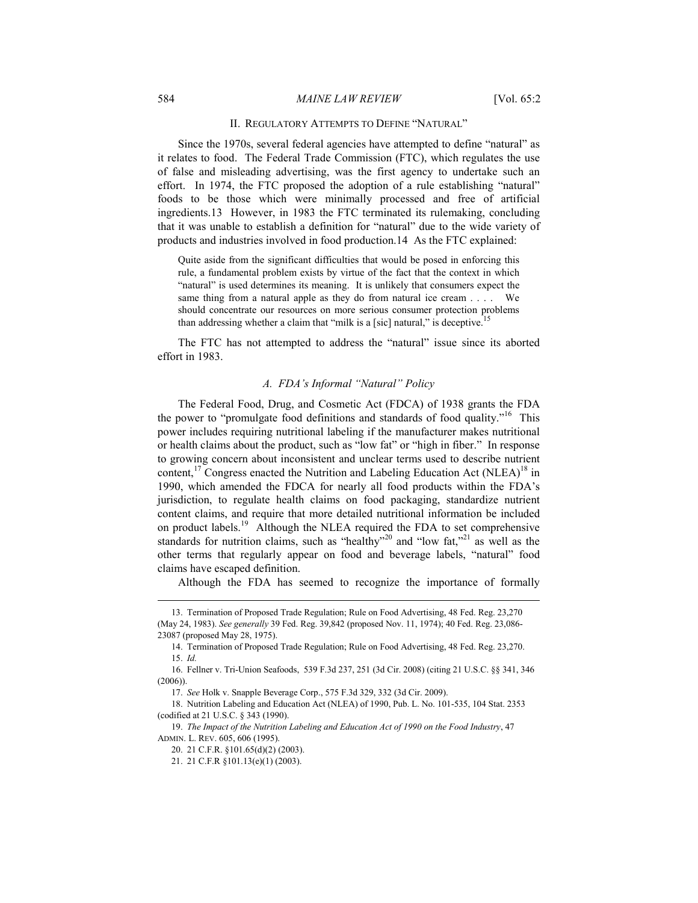## II. Regulatory Attempts to Define "Natural"

Since the 1970s, several federal agencies have attempted to define "natural" as it relates to food. The Federal Trade Commission (FTC), which regulates the use of false and misleading advertising, was the first agency to undertake such an effort. In 1974, the FTC proposed the adoption of a rule establishing "natural" foods to be those which were minimally processed and free of artificial ingredients.13 However, in 1983 the FTC terminated its rulemaking, concluding that it was unable to establish a definition for "natural" due to the wide variety of products and industries involved in food production.14 As the FTC explained:

> Quite aside from the significant difficulties that would be posed in enforcing this rule, a fundamental problem exists by virtue of the fact that the context in which "natural" is used determines its meaning. It is unlikely that consumers expect the same thing from a natural apple as they do from natural ice cream . . . . We should concentrate our resources on more serious consumer protection problems than addressing whether a claim that "milk is a [sic] natural," is deceptive.[15]

The FTC has not attempted to address the "natural" issue since its aborted effort in 1983.

### *A. FDA's Informal "Natural" Policy*

The Federal Food, Drug, and Cosmetic Act (FDCA) of 1938 grants the FDA the power to "promulgate food definitions and standards of food quality."[16] This power includes requiring nutritional labeling if the manufacturer makes nutritional or health claims about the product, such as "low fat" or "high in fiber." In response to growing concern about inconsistent and unclear terms used to describe nutrient content,[17] Congress enacted the Nutrition and Labeling Education Act (NLEA)[18] in 1990, which amended the FDCA for nearly all food products within the FDA's jurisdiction, to regulate health claims on food packaging, standardize nutrient content claims, and require that more detailed nutritional information be included on product labels.[19] Although the NLEA required the FDA to set comprehensive standards for nutrition claims, such as "healthy"[20] and "low fat,"[21] as well as the other terms that regularly appear on food and beverage labels, "natural" food claims have escaped definition.

Although the FDA has seemed to recognize the importance of formally

---

13. Termination of Proposed Trade Regulation; Rule on Food Advertising, 48 Fed. Reg. 23,270 (May 24, 1983). *See generally* 39 Fed. Reg. 39,842 (proposed Nov. 11, 1974); 40 Fed. Reg. 23,086-23087 (proposed May 28, 1975).

14. Termination of Proposed Trade Regulation; Rule on Food Advertising, 48 Fed. Reg. 23,270.

15. *Id.*

16. Fellner v. Tri-Union Seafoods, 539 F.3d 237, 251 (3d Cir. 2008) (citing 21 U.S.C. §§ 341, 346 (2006)).

17. *See* Holk v. Snapple Beverage Corp., 575 F.3d 329, 332 (3d Cir. 2009).

18. Nutrition Labeling and Education Act (NLEA) of 1990, Pub. L. No. 101-535, 104 Stat. 2353 (codified at 21 U.S.C. § 343 (1990).

19. *The Impact of the Nutrition Labeling and Education Act of 1990 on the Food Industry*, 47 ADMIN. L. REV. 605, 606 (1995).

20. 21 C.F.R. §101.65(d)(2) (2003).

21. 21 C.F.R §101.13(e)(1) (2003).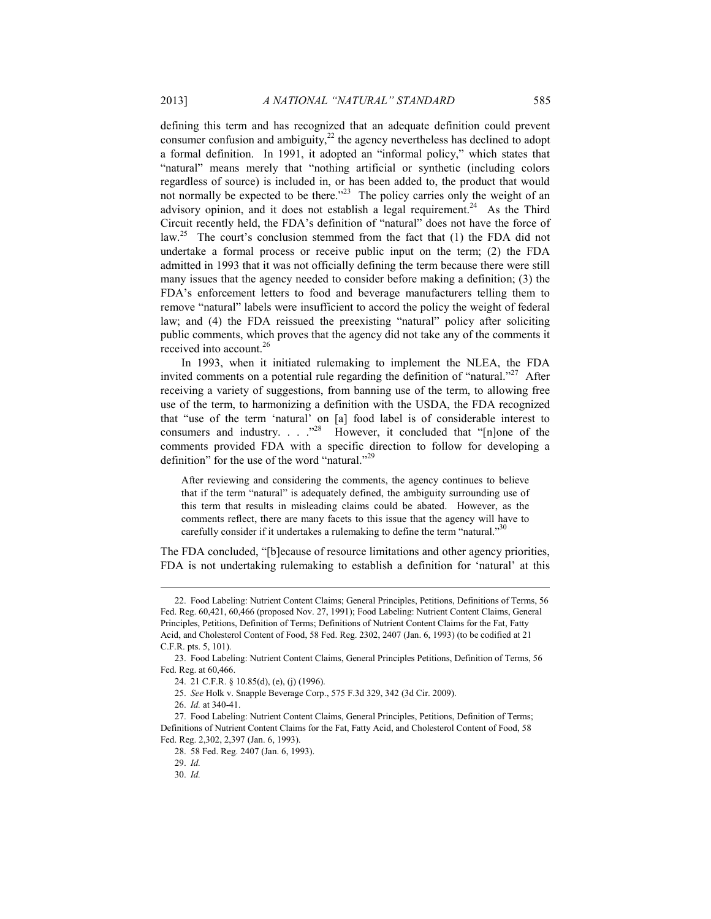defining this term and has recognized that an adequate definition could prevent consumer confusion and ambiguity,[22] the agency nevertheless has declined to adopt a formal definition. In 1991, it adopted an "informal policy," which states that "natural" means merely that "nothing artificial or synthetic (including colors regardless of source) is included in, or has been added to, the product that would not normally be expected to be there."[23] The policy carries only the weight of an advisory opinion, and it does not establish a legal requirement.[24] As the Third Circuit recently held, the FDA's definition of "natural" does not have the force of law.[25] The court's conclusion stemmed from the fact that (1) the FDA did not undertake a formal process or receive public input on the term; (2) the FDA admitted in 1993 that it was not officially defining the term because there were still many issues that the agency needed to consider before making a definition; (3) the FDA's enforcement letters to food and beverage manufacturers telling them to remove "natural" labels were insufficient to accord the policy the weight of federal law; and (4) the FDA reissued the preexisting "natural" policy after soliciting public comments, which proves that the agency did not take any of the comments it received into account.[26]

In 1993, when it initiated rulemaking to implement the NLEA, the FDA invited comments on a potential rule regarding the definition of "natural."[27] After receiving a variety of suggestions, from banning use of the term, to allowing free use of the term, to harmonizing a definition with the USDA, the FDA recognized that "use of the term 'natural' on [a] food label is of considerable interest to consumers and industry. . . ."[28] However, it concluded that "[n]one of the comments provided FDA with a specific direction to follow for developing a definition" for the use of the word "natural."[29]

> After reviewing and considering the comments, the agency continues to believe that if the term "natural" is adequately defined, the ambiguity surrounding use of this term that results in misleading claims could be abated. However, as the comments reflect, there are many facets to this issue that the agency will have to carefully consider if it undertakes a rulemaking to define the term "natural."[30]

The FDA concluded, "[b]ecause of resource limitations and other agency priorities, FDA is not undertaking rulemaking to establish a definition for 'natural' at this

---

22. Food Labeling: Nutrient Content Claims; General Principles, Petitions, Definitions of Terms, 56 Fed. Reg. 60,421, 60,466 (proposed Nov. 27, 1991); Food Labeling: Nutrient Content Claims, General Principles, Petitions, Definition of Terms; Definitions of Nutrient Content Claims for the Fat, Fatty Acid, and Cholesterol Content of Food, 58 Fed. Reg. 2302, 2407 (Jan. 6, 1993) (to be codified at 21 C.F.R. pts. 5, 101).

23. Food Labeling: Nutrient Content Claims, General Principles Petitions, Definition of Terms, 56 Fed. Reg. at 60,466.

24. 21 C.F.R. § 10.85(d), (e), (j) (1996).

25. *See* Holk v. Snapple Beverage Corp., 575 F.3d 329, 342 (3d Cir. 2009).

26. *Id.* at 340-41.

27. Food Labeling: Nutrient Content Claims, General Principles, Petitions, Definition of Terms; Definitions of Nutrient Content Claims for the Fat, Fatty Acid, and Cholesterol Content of Food, 58 Fed. Reg. 2,302, 2,397 (Jan. 6, 1993).

28. 58 Fed. Reg. 2407 (Jan. 6, 1993).

29. *Id.*

30. *Id.*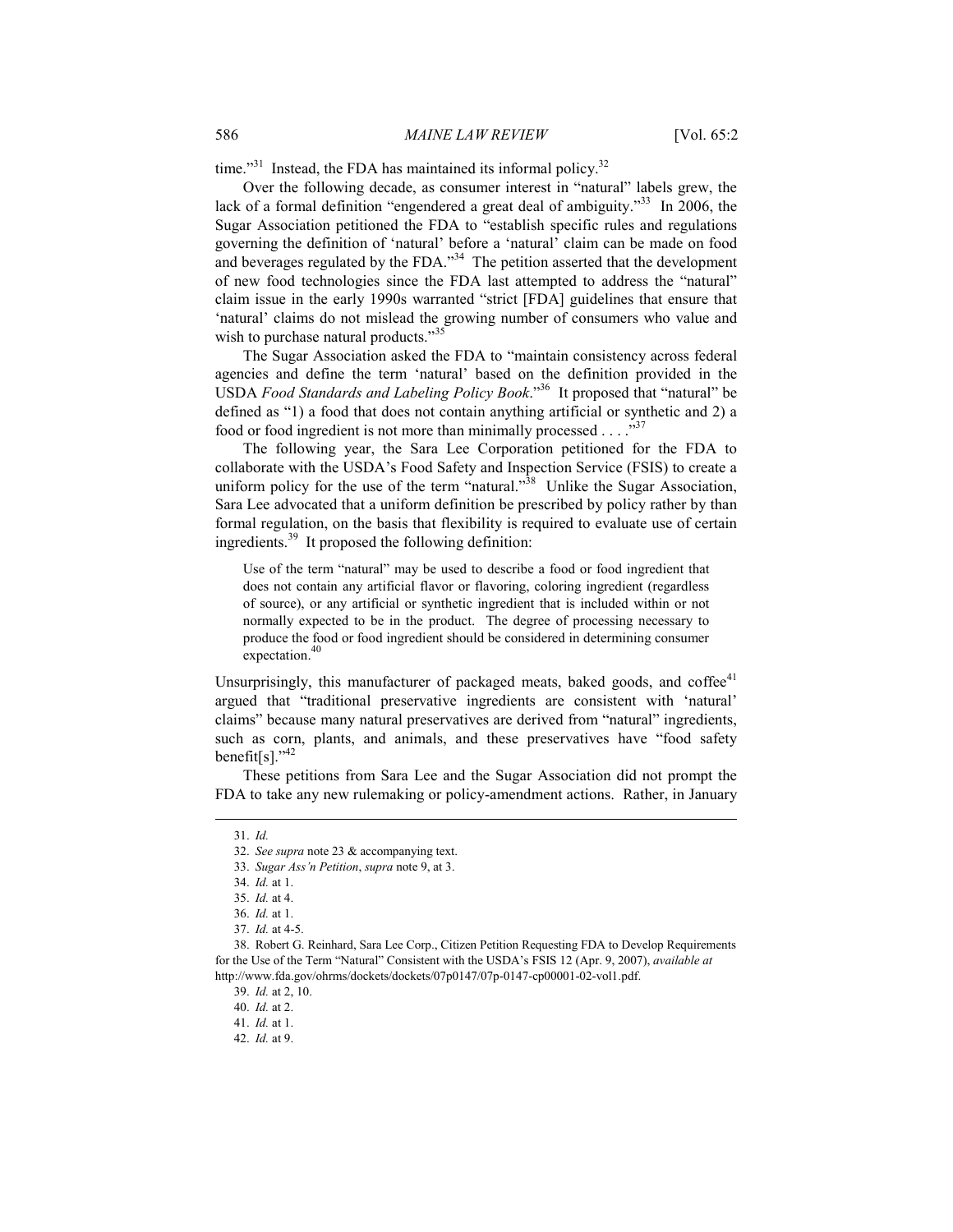time."[31] Instead, the FDA has maintained its informal policy.[32]

Over the following decade, as consumer interest in "natural" labels grew, the lack of a formal definition "engendered a great deal of ambiguity."[33] In 2006, the Sugar Association petitioned the FDA to "establish specific rules and regulations governing the definition of 'natural' before a 'natural' claim can be made on food and beverages regulated by the FDA."[34] The petition asserted that the development of new food technologies since the FDA last attempted to address the "natural" claim issue in the early 1990s warranted "strict [FDA] guidelines that ensure that 'natural' claims do not mislead the growing number of consumers who value and wish to purchase natural products."[35]

The Sugar Association asked the FDA to "maintain consistency across federal agencies and define the term 'natural' based on the definition provided in the USDA *Food Standards and Labeling Policy Book*."[36] It proposed that "natural" be defined as "1) a food that does not contain anything artificial or synthetic and 2) a food or food ingredient is not more than minimally processed . . . ."[37]

The following year, the Sara Lee Corporation petitioned for the FDA to collaborate with the USDA's Food Safety and Inspection Service (FSIS) to create a uniform policy for the use of the term "natural."[38] Unlike the Sugar Association, Sara Lee advocated that a uniform definition be prescribed by policy rather by than formal regulation, on the basis that flexibility is required to evaluate use of certain ingredients.[39] It proposed the following definition:

> Use of the term "natural" may be used to describe a food or food ingredient that does not contain any artificial flavor or flavoring, coloring ingredient (regardless of source), or any artificial or synthetic ingredient that is included within or not normally expected to be in the product. The degree of processing necessary to produce the food or food ingredient should be considered in determining consumer expectation.[40]

Unsurprisingly, this manufacturer of packaged meats, baked goods, and coffee[41] argued that "traditional preservative ingredients are consistent with 'natural' claims" because many natural preservatives are derived from "natural" ingredients, such as corn, plants, and animals, and these preservatives have "food safety benefit[s]."[42]

These petitions from Sara Lee and the Sugar Association did not prompt the FDA to take any new rulemaking or policy-amendment actions. Rather, in January

---

31. *Id.*

32. *See supra* note 23 & accompanying text.

33. *Sugar Ass'n Petition*, *supra* note 9, at 3.

34. *Id.* at 1.

35. *Id.* at 4.

36. *Id.* at 1.

37. *Id.* at 4-5.

38. Robert G. Reinhard, Sara Lee Corp., Citizen Petition Requesting FDA to Develop Requirements for the Use of the Term "Natural" Consistent with the USDA's FSIS 12 (Apr. 9, 2007), *available at* http://www.fda.gov/ohrms/dockets/dockets/07p0147/07p-0147-cp00001-02-vol1.pdf.

39. *Id.* at 2, 10.

40. *Id.* at 2.

41. *Id.* at 1.

42. *Id.* at 9.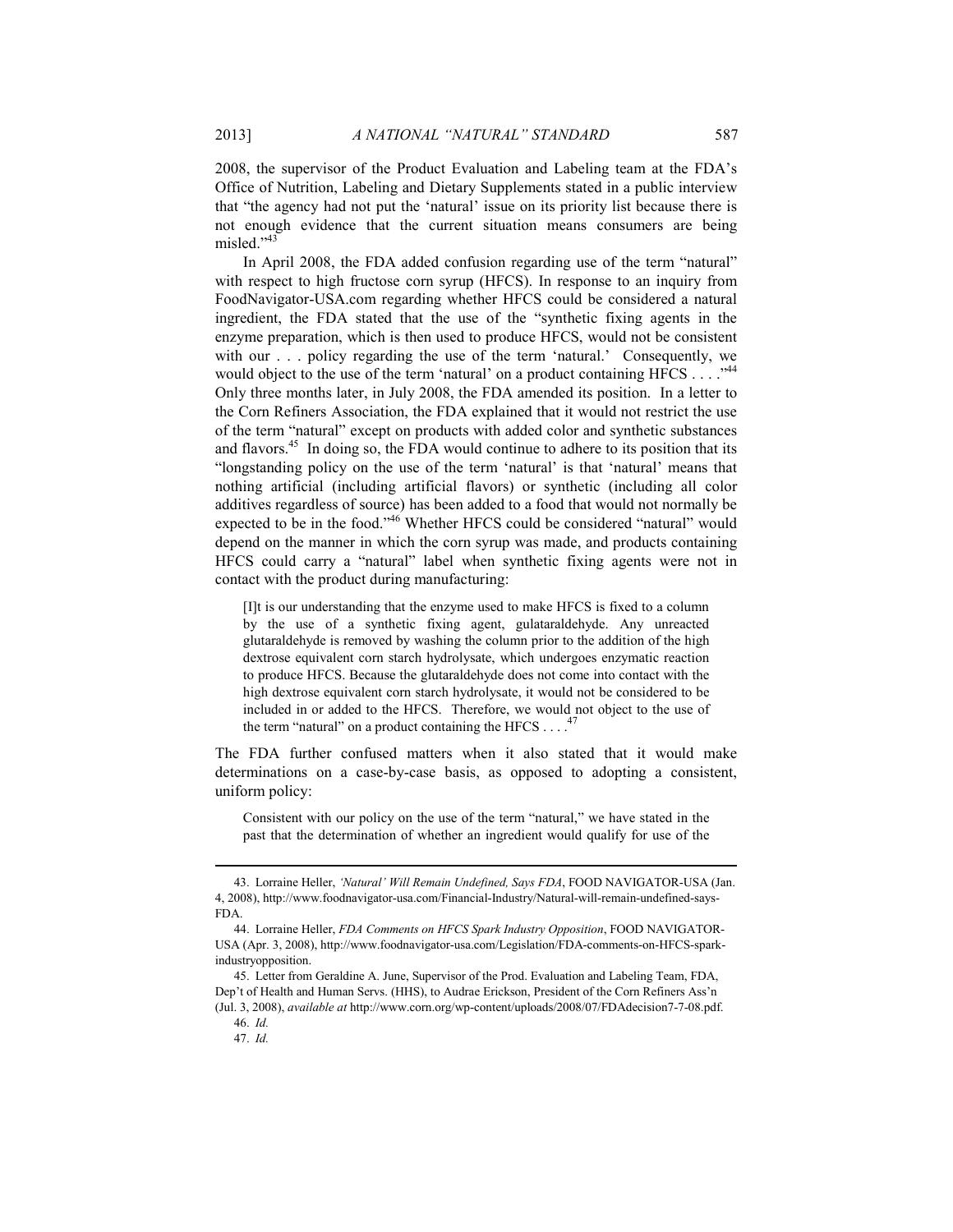2008, the supervisor of the Product Evaluation and Labeling team at the FDA's Office of Nutrition, Labeling and Dietary Supplements stated in a public interview that "the agency had not put the 'natural' issue on its priority list because there is not enough evidence that the current situation means consumers are being misled."[43]

In April 2008, the FDA added confusion regarding use of the term "natural" with respect to high fructose corn syrup (HFCS). In response to an inquiry from FoodNavigator-USA.com regarding whether HFCS could be considered a natural ingredient, the FDA stated that the use of the "synthetic fixing agents in the enzyme preparation, which is then used to produce HFCS, would not be consistent with our . . . policy regarding the use of the term 'natural.' Consequently, we would object to the use of the term 'natural' on a product containing HFCS . . . ."[44] Only three months later, in July 2008, the FDA amended its position. In a letter to the Corn Refiners Association, the FDA explained that it would not restrict the use of the term "natural" except on products with added color and synthetic substances and flavors.[45] In doing so, the FDA would continue to adhere to its position that its "longstanding policy on the use of the term 'natural' is that 'natural' means that nothing artificial (including artificial flavors) or synthetic (including all color additives regardless of source) has been added to a food that would not normally be expected to be in the food."[46] Whether HFCS could be considered "natural" would depend on the manner in which the corn syrup was made, and products containing HFCS could carry a "natural" label when synthetic fixing agents were not in contact with the product during manufacturing:

> [I]t is our understanding that the enzyme used to make HFCS is fixed to a column by the use of a synthetic fixing agent, gulataraldehyde. Any unreacted glutaraldehyde is removed by washing the column prior to the addition of the high dextrose equivalent corn starch hydrolysate, which undergoes enzymatic reaction to produce HFCS. Because the glutaraldehyde does not come into contact with the high dextrose equivalent corn starch hydrolysate, it would not be considered to be included in or added to the HFCS. Therefore, we would not object to the use of the term "natural" on a product containing the HFCS . . . .[47]

The FDA further confused matters when it also stated that it would make determinations on a case-by-case basis, as opposed to adopting a consistent, uniform policy:

> Consistent with our policy on the use of the term "natural," we have stated in the past that the determination of whether an ingredient would qualify for use of the

---

43. Lorraine Heller, *'Natural' Will Remain Undefined, Says FDA*, FOOD NAVIGATOR-USA (Jan. 4, 2008), http://www.foodnavigator-usa.com/Financial-Industry/Natural-will-remain-undefined-says-FDA.

44. Lorraine Heller, *FDA Comments on HFCS Spark Industry Opposition*, FOOD NAVIGATOR-USA (Apr. 3, 2008), http://www.foodnavigator-usa.com/Legislation/FDA-comments-on-HFCS-spark-industryopposition.

45. Letter from Geraldine A. June, Supervisor of the Prod. Evaluation and Labeling Team, FDA, Dep't of Health and Human Servs. (HHS), to Audrae Erickson, President of the Corn Refiners Ass'n (Jul. 3, 2008), *available at* http://www.corn.org/wp-content/uploads/2008/07/FDAdecision7-7-08.pdf.

46. *Id.*

47. *Id.*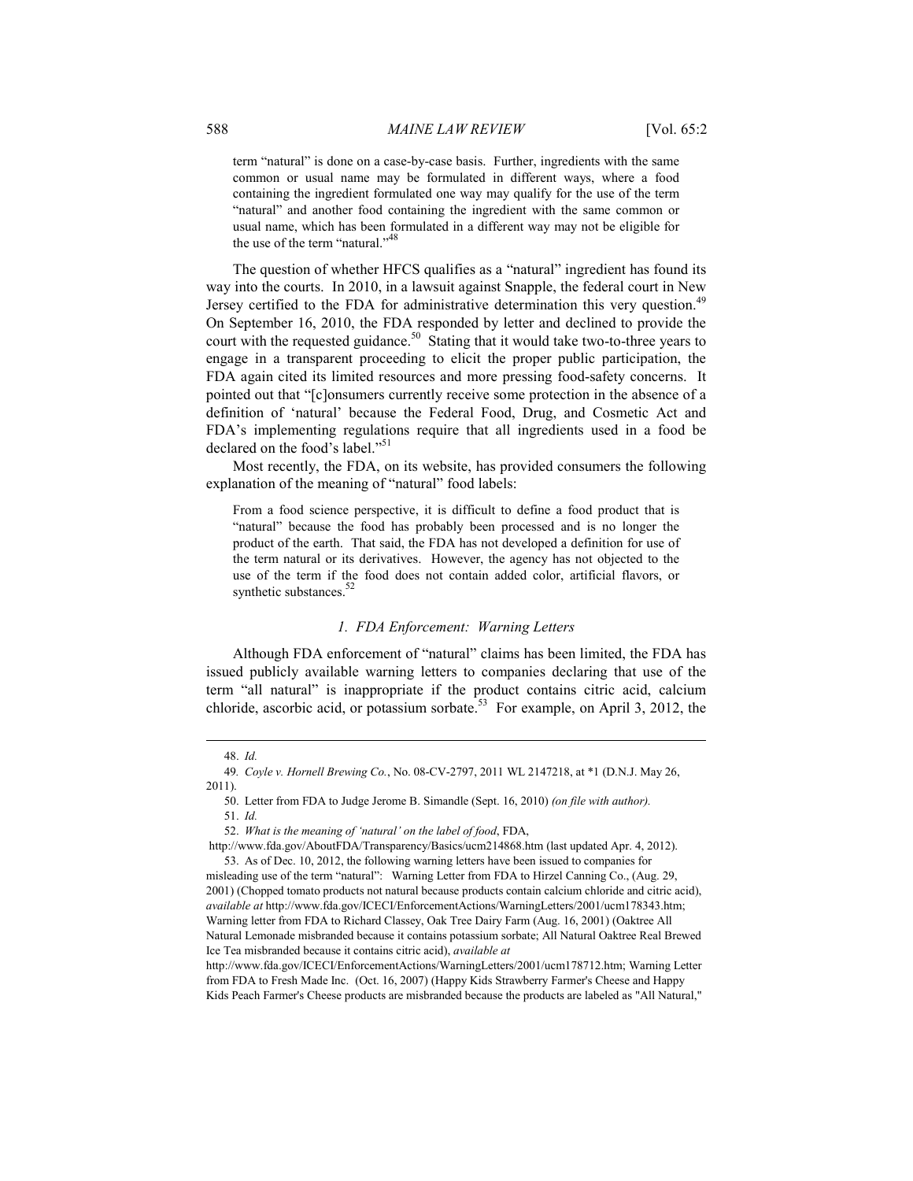> term "natural" is done on a case-by-case basis. Further, ingredients with the same common or usual name may be formulated in different ways, where a food containing the ingredient formulated one way may qualify for the use of the term "natural" and another food containing the ingredient with the same common or usual name, which has been formulated in a different way may not be eligible for the use of the term "natural."[48]

The question of whether HFCS qualifies as a "natural" ingredient has found its way into the courts. In 2010, in a lawsuit against Snapple, the federal court in New Jersey certified to the FDA for administrative determination this very question.[49] On September 16, 2010, the FDA responded by letter and declined to provide the court with the requested guidance.[50] Stating that it would take two-to-three years to engage in a transparent proceeding to elicit the proper public participation, the FDA again cited its limited resources and more pressing food-safety concerns. It pointed out that "[c]onsumers currently receive some protection in the absence of a definition of 'natural' because the Federal Food, Drug, and Cosmetic Act and FDA's implementing regulations require that all ingredients used in a food be declared on the food's label."[51]

Most recently, the FDA, on its website, has provided consumers the following explanation of the meaning of "natural" food labels:

> From a food science perspective, it is difficult to define a food product that is "natural" because the food has probably been processed and is no longer the product of the earth. That said, the FDA has not developed a definition for use of the term natural or its derivatives. However, the agency has not objected to the use of the term if the food does not contain added color, artificial flavors, or synthetic substances.[52]

### *1. FDA Enforcement: Warning Letters*

Although FDA enforcement of "natural" claims has been limited, the FDA has issued publicly available warning letters to companies declaring that use of the term "all natural" is inappropriate if the product contains citric acid, calcium chloride, ascorbic acid, or potassium sorbate.[53] For example, on April 3, 2012, the

---

48. *Id.*

49. *Coyle v. Hornell Brewing Co.*, No. 08-CV-2797, 2011 WL 2147218, at *1 (D.N.J. May 26, 2011).

50. Letter from FDA to Judge Jerome B. Simandle (Sept. 16, 2010) *(on file with author).*

51. *Id.*

52. *What is the meaning of 'natural' on the label of food*, FDA, http://www.fda.gov/AboutFDA/Transparency/Basics/ucm214868.htm (last updated Apr. 4, 2012).

53. As of Dec. 10, 2012, the following warning letters have been issued to companies for misleading use of the term "natural": Warning Letter from FDA to Hirzel Canning Co., (Aug. 29, 2001) (Chopped tomato products not natural because products contain calcium chloride and citric acid), *available at* http://www.fda.gov/ICECI/EnforcementActions/WarningLetters/2001/ucm178343.htm; Warning letter from FDA to Richard Classey, Oak Tree Dairy Farm (Aug. 16, 2001) (Oaktree All Natural Lemonade misbranded because it contains potassium sorbate; All Natural Oaktree Real Brewed Ice Tea misbranded because it contains citric acid), *available at* http://www.fda.gov/ICECI/EnforcementActions/WarningLetters/2001/ucm178712.htm; Warning Letter from FDA to Fresh Made Inc. (Oct. 16, 2007) (Happy Kids Strawberry Farmer's Cheese and Happy Kids Peach Farmer's Cheese products are misbranded because the products are labeled as "All Natural,"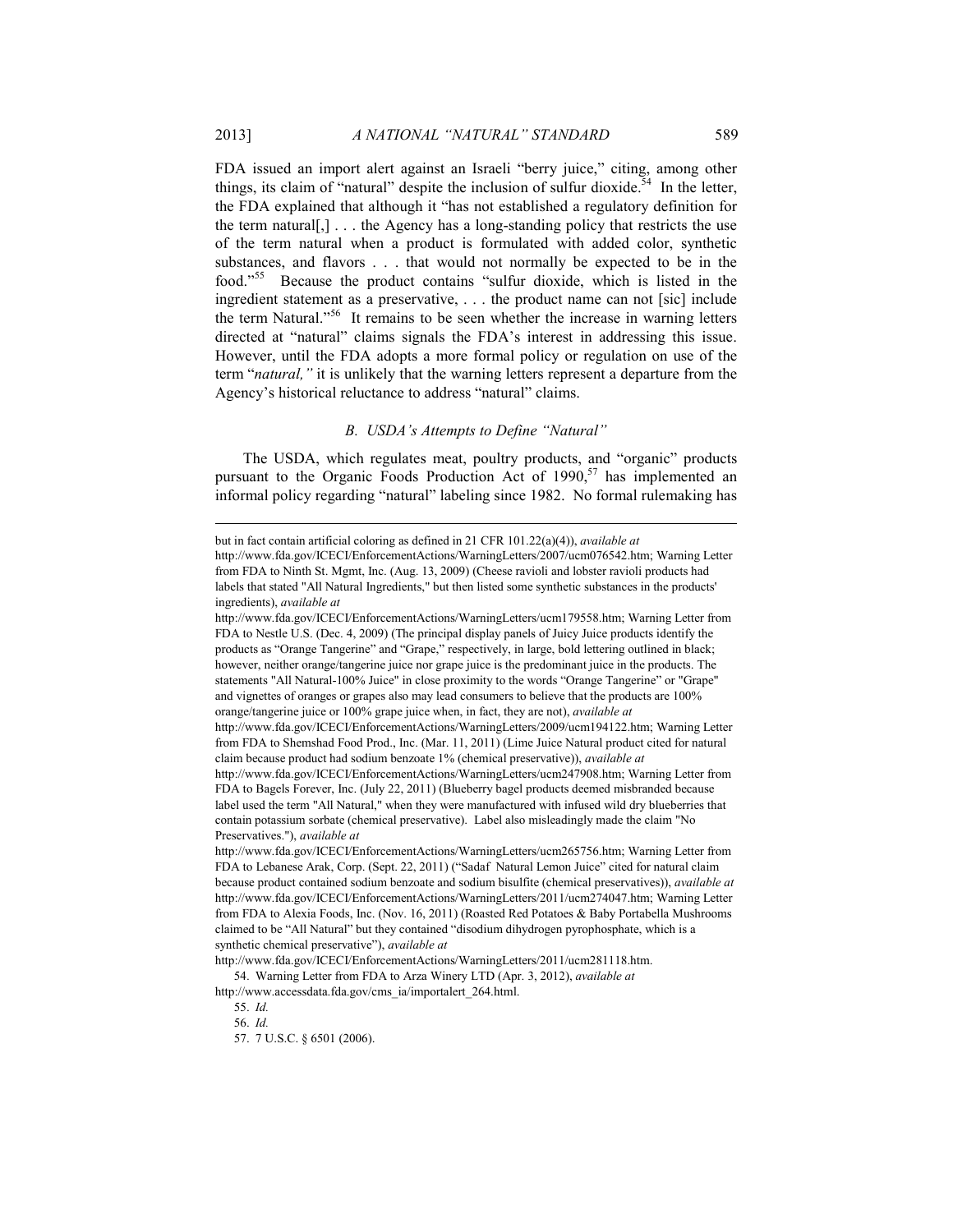FDA issued an import alert against an Israeli "berry juice," citing, among other things, its claim of "natural" despite the inclusion of sulfur dioxide.[54] In the letter, the FDA explained that although it "has not established a regulatory definition for the term natural[,] . . . the Agency has a long-standing policy that restricts the use of the term natural when a product is formulated with added color, synthetic substances, and flavors . . . that would not normally be expected to be in the food."[55] Because the product contains "sulfur dioxide, which is listed in the ingredient statement as a preservative, . . . the product name can not [sic] include the term Natural."[56] It remains to be seen whether the increase in warning letters directed at "natural" claims signals the FDA's interest in addressing this issue. However, until the FDA adopts a more formal policy or regulation on use of the term "*natural,*" it is unlikely that the warning letters represent a departure from the Agency's historical reluctance to address "natural" claims.

### *B. USDA's Attempts to Define "Natural"*

The USDA, which regulates meat, poultry products, and "organic" products pursuant to the Organic Foods Production Act of 1990,[57] has implemented an informal policy regarding "natural" labeling since 1982. No formal rulemaking has

---

but in fact contain artificial coloring as defined in 21 CFR 101.22(a)(4)), *available at* http://www.fda.gov/ICECI/EnforcementActions/WarningLetters/2007/ucm076542.htm; Warning Letter from FDA to Ninth St. Mgmt, Inc. (Aug. 13, 2009) (Cheese ravioli and lobster ravioli products had labels that stated "All Natural Ingredients," but then listed some synthetic substances in the products' ingredients), *available at* http://www.fda.gov/ICECI/EnforcementActions/WarningLetters/ucm179558.htm; Warning Letter from FDA to Nestle U.S. (Dec. 4, 2009) (The principal display panels of Juicy Juice products identify the products as "Orange Tangerine" and "Grape," respectively, in large, bold lettering outlined in black; however, neither orange/tangerine juice nor grape juice is the predominant juice in the products. The statements "All Natural-100% Juice" in close proximity to the words "Orange Tangerine" or "Grape" and vignettes of oranges or grapes also may lead consumers to believe that the products are 100% orange/tangerine juice or 100% grape juice when, in fact, they are not), *available at* http://www.fda.gov/ICECI/EnforcementActions/WarningLetters/2009/ucm194122.htm; Warning Letter from FDA to Shemshad Food Prod., Inc. (Mar. 11, 2011) (Lime Juice Natural product cited for natural claim because product had sodium benzoate 1% (chemical preservative)), *available at* http://www.fda.gov/ICECI/EnforcementActions/WarningLetters/ucm247908.htm; Warning Letter from FDA to Bagels Forever, Inc. (July 22, 2011) (Blueberry bagel products deemed misbranded because label used the term "All Natural," when they were manufactured with infused wild dry blueberries that contain potassium sorbate (chemical preservative). Label also misleadingly made the claim "No Preservatives."), *available at* http://www.fda.gov/ICECI/EnforcementActions/WarningLetters/ucm265756.htm; Warning Letter from FDA to Lebanese Arak, Corp. (Sept. 22, 2011) ("Sadaf Natural Lemon Juice" cited for natural claim because product contained sodium benzoate and sodium bisulfite (chemical preservatives)), *available at* http://www.fda.gov/ICECI/EnforcementActions/WarningLetters/2011/ucm274047.htm; Warning Letter from FDA to Alexia Foods, Inc. (Nov. 16, 2011) (Roasted Red Potatoes & Baby Portabella Mushrooms claimed to be "All Natural" but they contained "disodium dihydrogen pyrophosphate, which is a synthetic chemical preservative"), *available at* http://www.fda.gov/ICECI/EnforcementActions/WarningLetters/2011/ucm281118.htm.

54. Warning Letter from FDA to Arza Winery LTD (Apr. 3, 2012), *available at* http://www.accessdata.fda.gov/cms_ia/importalert_264.html.

55. *Id.*

56. *Id.*

57. 7 U.S.C. § 6501 (2006).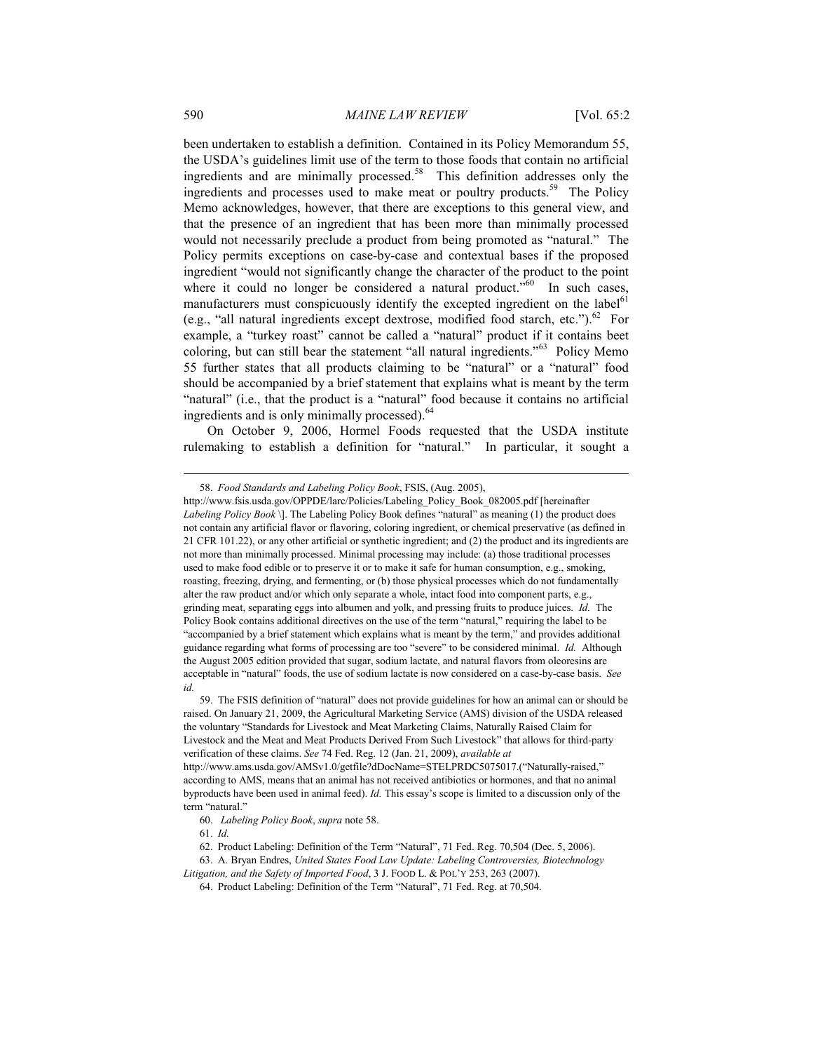been undertaken to establish a definition. Contained in its Policy Memorandum 55, the USDA's guidelines limit use of the term to those foods that contain no artificial ingredients and are minimally processed.[58] This definition addresses only the ingredients and processes used to make meat or poultry products.[59] The Policy Memo acknowledges, however, that there are exceptions to this general view, and that the presence of an ingredient that has been more than minimally processed would not necessarily preclude a product from being promoted as "natural." The Policy permits exceptions on case-by-case and contextual bases if the proposed ingredient "would not significantly change the character of the product to the point where it could no longer be considered a natural product."[60] In such cases, manufacturers must conspicuously identify the excepted ingredient on the label[61] (e.g., "all natural ingredients except dextrose, modified food starch, etc.").[62] For example, a "turkey roast" cannot be called a "natural" product if it contains beet coloring, but can still bear the statement "all natural ingredients."[63] Policy Memo 55 further states that all products claiming to be "natural" or a "natural" food should be accompanied by a brief statement that explains what is meant by the term "natural" (i.e., that the product is a "natural" food because it contains no artificial ingredients and is only minimally processed).[64]

On October 9, 2006, Hormel Foods requested that the USDA institute rulemaking to establish a definition for "natural." In particular, it sought a

---

58. *Food Standards and Labeling Policy Book*, FSIS, (Aug. 2005), http://www.fsis.usda.gov/OPPDE/larc/Policies/Labeling_Policy_Book_082005.pdf [hereinafter *Labeling Policy Book* \]. The Labeling Policy Book defines "natural" as meaning (1) the product does not contain any artificial flavor or flavoring, coloring ingredient, or chemical preservative (as defined in 21 CFR 101.22), or any other artificial or synthetic ingredient; and (2) the product and its ingredients are not more than minimally processed. Minimal processing may include: (a) those traditional processes used to make food edible or to preserve it or to make it safe for human consumption, e.g., smoking, roasting, freezing, drying, and fermenting, or (b) those physical processes which do not fundamentally alter the raw product and/or which only separate a whole, intact food into component parts, e.g., grinding meat, separating eggs into albumen and yolk, and pressing fruits to produce juices. *Id.* The Policy Book contains additional directives on the use of the term "natural," requiring the label to be "accompanied by a brief statement which explains what is meant by the term," and provides additional guidance regarding what forms of processing are too "severe" to be considered minimal. *Id.* Although the August 2005 edition provided that sugar, sodium lactate, and natural flavors from oleoresins are acceptable in "natural" foods, the use of sodium lactate is now considered on a case-by-case basis. *See id.*

59. The FSIS definition of "natural" does not provide guidelines for how an animal can or should be raised. On January 21, 2009, the Agricultural Marketing Service (AMS) division of the USDA released the voluntary "Standards for Livestock and Meat Marketing Claims, Naturally Raised Claim for Livestock and the Meat and Meat Products Derived From Such Livestock" that allows for third-party verification of these claims. *See* 74 Fed. Reg. 12 (Jan. 21, 2009), *available at* http://www.ams.usda.gov/AMSv1.0/getfile?dDocName=STELPRDC5075017.("Naturally-raised," according to AMS, means that an animal has not received antibiotics or hormones, and that no animal byproducts have been used in animal feed). *Id.* This essay's scope is limited to a discussion only of the term "natural."

60. *Labeling Policy Book*, *supra* note 58.

61. *Id.*

62. Product Labeling: Definition of the Term "Natural", 71 Fed. Reg. 70,504 (Dec. 5, 2006).

63. A. Bryan Endres, *United States Food Law Update: Labeling Controversies, Biotechnology Litigation, and the Safety of Imported Food*, 3 J. FOOD L. & POL'Y 253, 263 (2007).

64. Product Labeling: Definition of the Term "Natural", 71 Fed. Reg. at 70,504.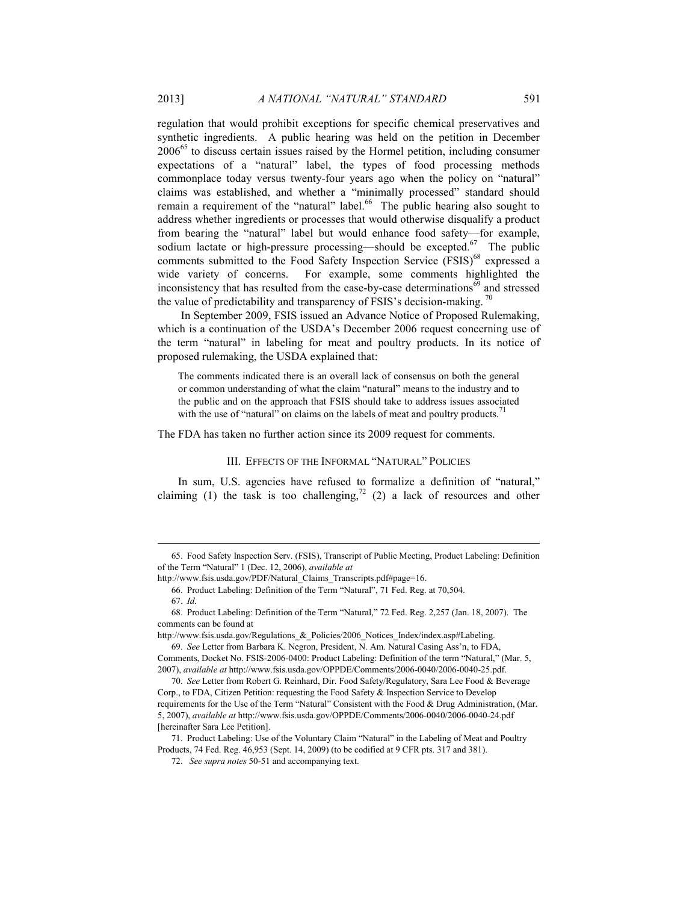regulation that would prohibit exceptions for specific chemical preservatives and synthetic ingredients. A public hearing was held on the petition in December 2006[65] to discuss certain issues raised by the Hormel petition, including consumer expectations of a "natural" label, the types of food processing methods commonplace today versus twenty-four years ago when the policy on "natural" claims was established, and whether a "minimally processed" standard should remain a requirement of the "natural" label.[66] The public hearing also sought to address whether ingredients or processes that would otherwise disqualify a product from bearing the "natural" label but would enhance food safety—for example, sodium lactate or high-pressure processing—should be excepted.[67] The public comments submitted to the Food Safety Inspection Service (FSIS)[68] expressed a wide variety of concerns. For example, some comments highlighted the inconsistency that has resulted from the case-by-case determinations[69] and stressed the value of predictability and transparency of FSIS's decision-making.[70]

In September 2009, FSIS issued an Advance Notice of Proposed Rulemaking, which is a continuation of the USDA's December 2006 request concerning use of the term "natural" in labeling for meat and poultry products. In its notice of proposed rulemaking, the USDA explained that:

> The comments indicated there is an overall lack of consensus on both the general or common understanding of what the claim "natural" means to the industry and to the public and on the approach that FSIS should take to address issues associated with the use of "natural" on claims on the labels of meat and poultry products.[71]

The FDA has taken no further action since its 2009 request for comments.

## III. EFFECTS OF THE INFORMAL "NATURAL" POLICIES

In sum, U.S. agencies have refused to formalize a definition of "natural," claiming (1) the task is too challenging,[72] (2) a lack of resources and other

---

65. Food Safety Inspection Serv. (FSIS), Transcript of Public Meeting, Product Labeling: Definition of the Term "Natural" 1 (Dec. 12, 2006), *available at* http://www.fsis.usda.gov/PDF/Natural_Claims_Transcripts.pdf#page=16.

66. Product Labeling: Definition of the Term "Natural", 71 Fed. Reg. at 70,504.

67. *Id.*

68. Product Labeling: Definition of the Term "Natural," 72 Fed. Reg. 2,257 (Jan. 18, 2007). The comments can be found at http://www.fsis.usda.gov/Regulations_&_Policies/2006_Notices_Index/index.asp#Labeling.

69. *See* Letter from Barbara K. Negron, President, N. Am. Natural Casing Ass'n, to FDA, Comments, Docket No. FSIS-2006-0400: Product Labeling: Definition of the term "Natural," (Mar. 5, 2007), *available at* http://www.fsis.usda.gov/OPPDE/Comments/2006-0040/2006-0040-25.pdf.

70. *See* Letter from Robert G. Reinhard, Dir. Food Safety/Regulatory, Sara Lee Food & Beverage Corp., to FDA, Citizen Petition: requesting the Food Safety & Inspection Service to Develop requirements for the Use of the Term "Natural" Consistent with the Food & Drug Administration, (Mar. 5, 2007), *available at* http://www.fsis.usda.gov/OPPDE/Comments/2006-0040/2006-0040-24.pdf [hereinafter Sara Lee Petition].

71. Product Labeling: Use of the Voluntary Claim "Natural" in the Labeling of Meat and Poultry Products, 74 Fed. Reg. 46,953 (Sept. 14, 2009) (to be codified at 9 CFR pts. 317 and 381).

72. *See supra notes* 50-51 and accompanying text.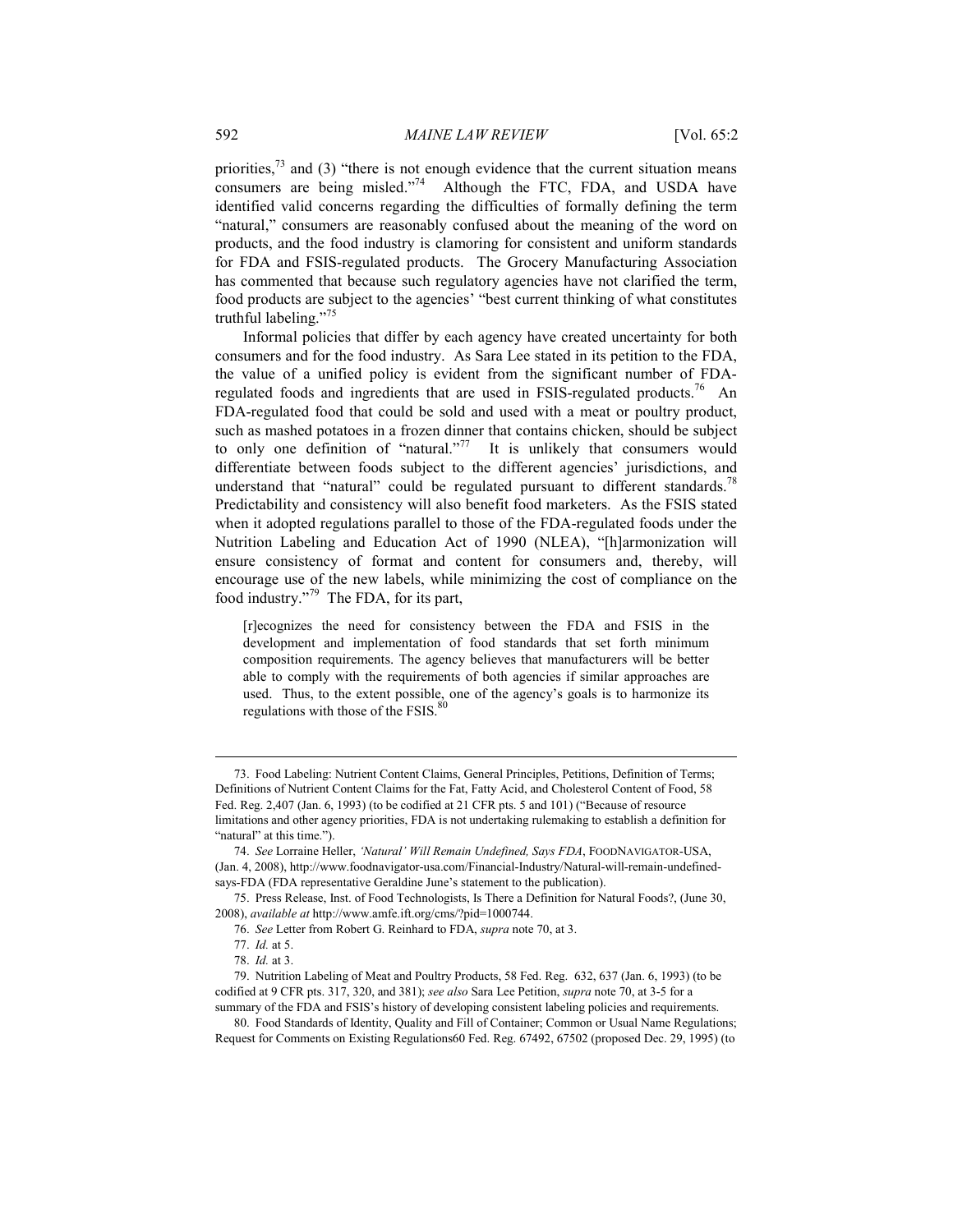priorities,[73] and (3) "there is not enough evidence that the current situation means consumers are being misled."[74] Although the FTC, FDA, and USDA have identified valid concerns regarding the difficulties of formally defining the term "natural," consumers are reasonably confused about the meaning of the word on products, and the food industry is clamoring for consistent and uniform standards for FDA and FSIS-regulated products. The Grocery Manufacturing Association has commented that because such regulatory agencies have not clarified the term, food products are subject to the agencies' "best current thinking of what constitutes truthful labeling."[75]

Informal policies that differ by each agency have created uncertainty for both consumers and for the food industry. As Sara Lee stated in its petition to the FDA, the value of a unified policy is evident from the significant number of FDA-regulated foods and ingredients that are used in FSIS-regulated products.[76] An FDA-regulated food that could be sold and used with a meat or poultry product, such as mashed potatoes in a frozen dinner that contains chicken, should be subject to only one definition of "natural."[77] It is unlikely that consumers would differentiate between foods subject to the different agencies' jurisdictions, and understand that "natural" could be regulated pursuant to different standards.[78] Predictability and consistency will also benefit food marketers. As the FSIS stated when it adopted regulations parallel to those of the FDA-regulated foods under the Nutrition Labeling and Education Act of 1990 (NLEA), "[h]armonization will ensure consistency of format and content for consumers and, thereby, will encourage use of the new labels, while minimizing the cost of compliance on the food industry."[79] The FDA, for its part,

> [r]ecognizes the need for consistency between the FDA and FSIS in the development and implementation of food standards that set forth minimum composition requirements. The agency believes that manufacturers will be better able to comply with the requirements of both agencies if similar approaches are used. Thus, to the extent possible, one of the agency's goals is to harmonize its regulations with those of the FSIS.[80]

---

73. Food Labeling: Nutrient Content Claims, General Principles, Petitions, Definition of Terms; Definitions of Nutrient Content Claims for the Fat, Fatty Acid, and Cholesterol Content of Food, 58 Fed. Reg. 2,407 (Jan. 6, 1993) (to be codified at 21 CFR pts. 5 and 101) ("Because of resource limitations and other agency priorities, FDA is not undertaking rulemaking to establish a definition for "natural" at this time.").

74. *See* Lorraine Heller, *'Natural' Will Remain Undefined, Says FDA*, FOODNAVIGATOR-USA, (Jan. 4, 2008), http://www.foodnavigator-usa.com/Financial-Industry/Natural-will-remain-undefined-says-FDA (FDA representative Geraldine June's statement to the publication).

75. Press Release, Inst. of Food Technologists, Is There a Definition for Natural Foods?, (June 30, 2008), *available at* http://www.amfe.ift.org/cms/?pid=1000744.

76. *See* Letter from Robert G. Reinhard to FDA, *supra* note 70, at 3.

77. *Id.* at 5.

78. *Id.* at 3.

79. Nutrition Labeling of Meat and Poultry Products, 58 Fed. Reg. 632, 637 (Jan. 6, 1993) (to be codified at 9 CFR pts. 317, 320, and 381); *see also* Sara Lee Petition, *supra* note 70, at 3-5 for a summary of the FDA and FSIS's history of developing consistent labeling policies and requirements.

80. Food Standards of Identity, Quality and Fill of Container; Common or Usual Name Regulations; Request for Comments on Existing Regulations60 Fed. Reg. 67492, 67502 (proposed Dec. 29, 1995) (to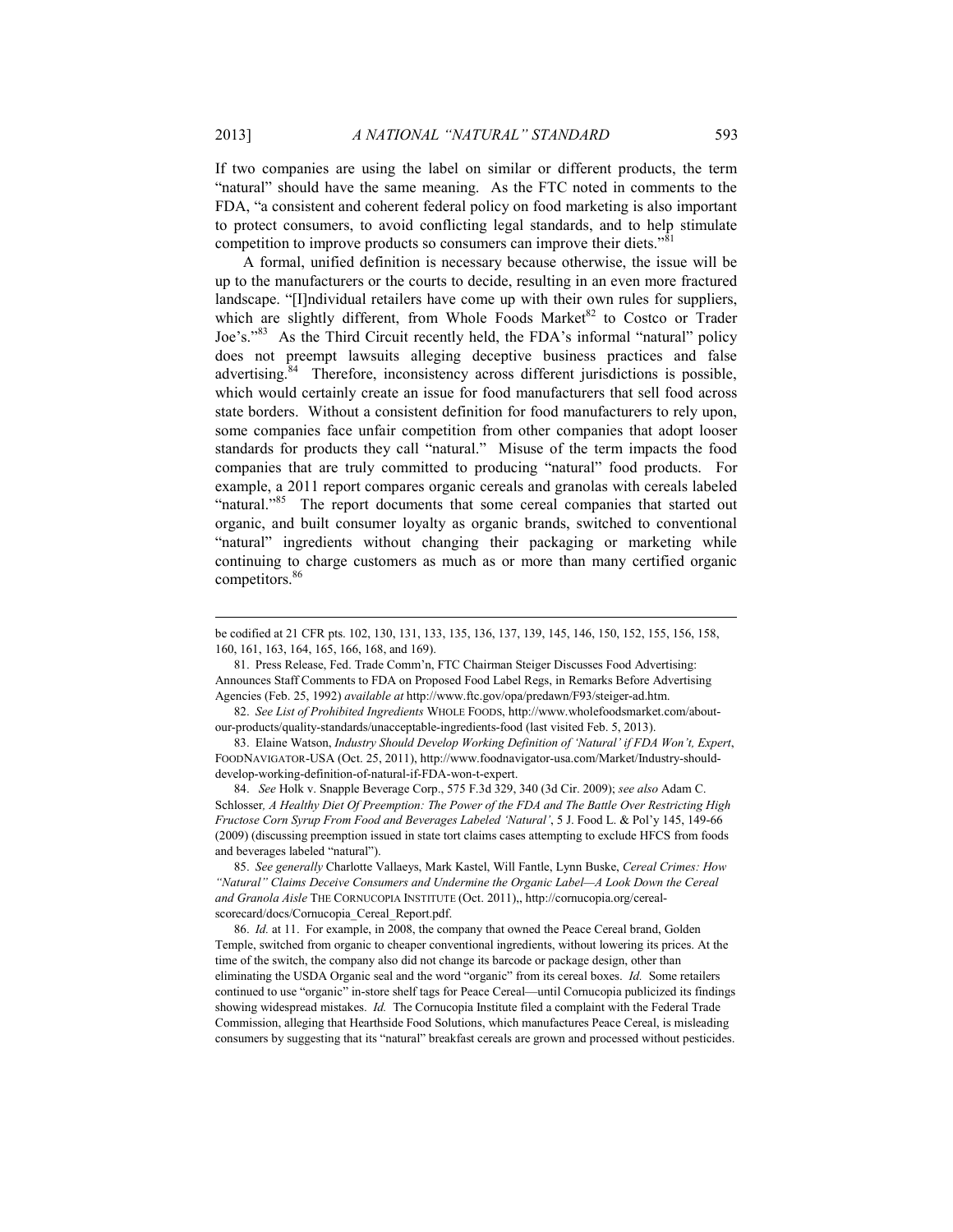If two companies are using the label on similar or different products, the term "natural" should have the same meaning. As the FTC noted in comments to the FDA, "a consistent and coherent federal policy on food marketing is also important to protect consumers, to avoid conflicting legal standards, and to help stimulate competition to improve products so consumers can improve their diets."[81]

A formal, unified definition is necessary because otherwise, the issue will be up to the manufacturers or the courts to decide, resulting in an even more fractured landscape. "[I]ndividual retailers have come up with their own rules for suppliers, which are slightly different, from Whole Foods Market[82] to Costco or Trader Joe's."[83] As the Third Circuit recently held, the FDA's informal "natural" policy does not preempt lawsuits alleging deceptive business practices and false advertising.[84] Therefore, inconsistency across different jurisdictions is possible, which would certainly create an issue for food manufacturers that sell food across state borders. Without a consistent definition for food manufacturers to rely upon, some companies face unfair competition from other companies that adopt looser standards for products they call "natural." Misuse of the term impacts the food companies that are truly committed to producing "natural" food products. For example, a 2011 report compares organic cereals and granolas with cereals labeled "natural."[85] The report documents that some cereal companies that started out organic, and built consumer loyalty as organic brands, switched to conventional "natural" ingredients without changing their packaging or marketing while continuing to charge customers as much as or more than many certified organic competitors.[86]

---

be codified at 21 CFR pts. 102, 130, 131, 133, 135, 136, 137, 139, 145, 146, 150, 152, 155, 156, 158, 160, 161, 163, 164, 165, 166, 168, and 169).

81. Press Release, Fed. Trade Comm'n, FTC Chairman Steiger Discusses Food Advertising: Announces Staff Comments to FDA on Proposed Food Label Regs, in Remarks Before Advertising Agencies (Feb. 25, 1992) *available at* http://www.ftc.gov/opa/predawn/F93/steiger-ad.htm.

82. *See List of Prohibited Ingredients* WHOLE FOODS, http://www.wholefoodsmarket.com/about-our-products/quality-standards/unacceptable-ingredients-food (last visited Feb. 5, 2013).

83. Elaine Watson, *Industry Should Develop Working Definition of 'Natural' if FDA Won't, Expert*, FOODNAVIGATOR-USA (Oct. 25, 2011), http://www.foodnavigator-usa.com/Market/Industry-should-develop-working-definition-of-natural-if-FDA-won-t-expert.

84. *See* Holk v. Snapple Beverage Corp., 575 F.3d 329, 340 (3d Cir. 2009); *see also* Adam C. Schlosser*, A Healthy Diet Of Preemption: The Power of the FDA and The Battle Over Restricting High Fructose Corn Syrup From Food and Beverages Labeled 'Natural'*, 5 J. Food L. & Pol'y 145, 149-66 (2009) (discussing preemption issued in state tort claims cases attempting to exclude HFCS from foods and beverages labeled "natural").

85. *See generally* Charlotte Vallaeys, Mark Kastel, Will Fantle, Lynn Buske, *Cereal Crimes: How "Natural" Claims Deceive Consumers and Undermine the Organic Label—A Look Down the Cereal and Granola Aisle* THE CORNUCOPIA INSTITUTE (Oct. 2011),, http://cornucopia.org/cereal-scorecard/docs/Cornucopia_Cereal_Report.pdf.

86. *Id.* at 11. For example, in 2008, the company that owned the Peace Cereal brand, Golden Temple, switched from organic to cheaper conventional ingredients, without lowering its prices. At the time of the switch, the company also did not change its barcode or package design, other than eliminating the USDA Organic seal and the word "organic" from its cereal boxes. *Id.* Some retailers continued to use "organic" in-store shelf tags for Peace Cereal—until Cornucopia publicized its findings showing widespread mistakes. *Id.* The Cornucopia Institute filed a complaint with the Federal Trade Commission, alleging that Hearthside Food Solutions, which manufactures Peace Cereal, is misleading consumers by suggesting that its "natural" breakfast cereals are grown and processed without pesticides.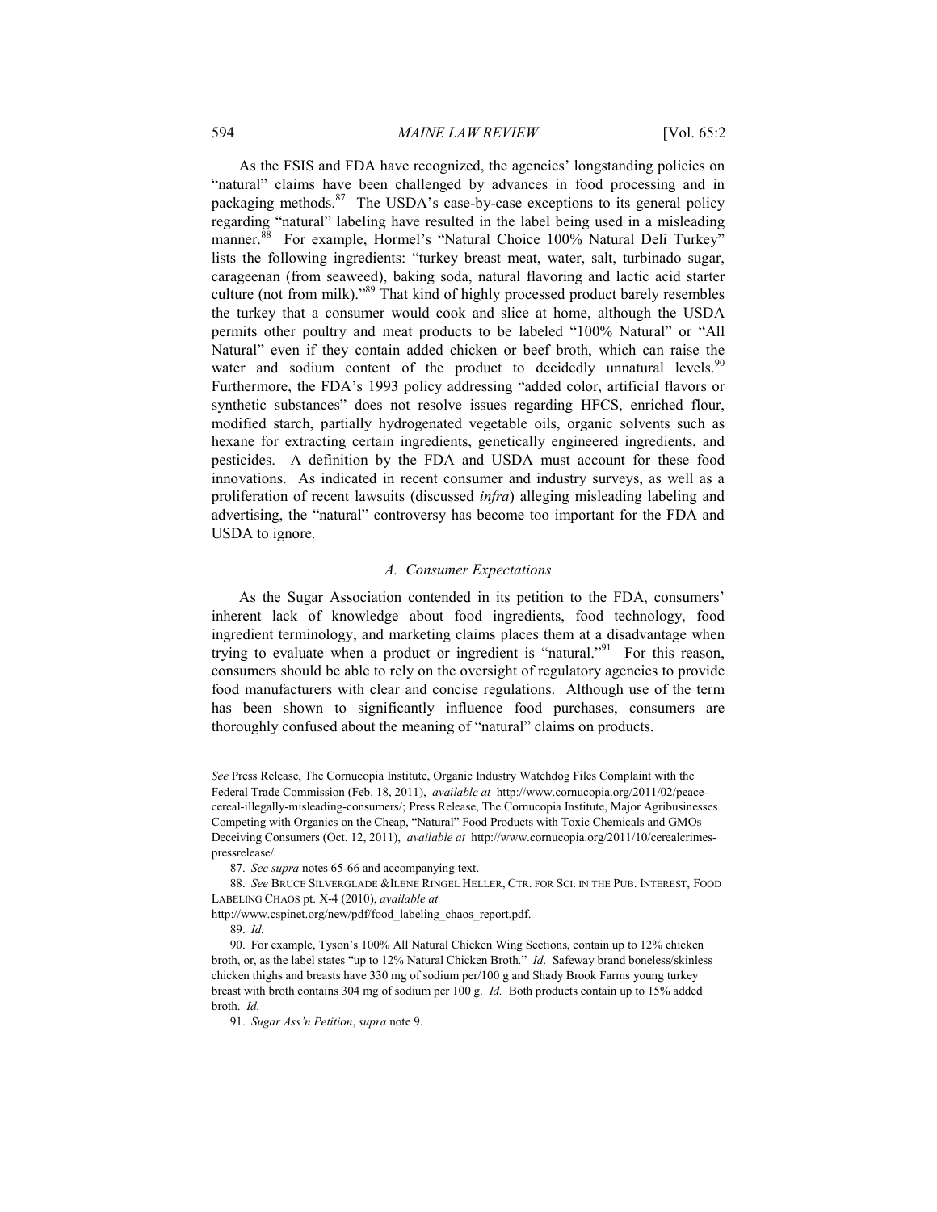As the FSIS and FDA have recognized, the agencies' longstanding policies on "natural" claims have been challenged by advances in food processing and in packaging methods.[87] The USDA's case-by-case exceptions to its general policy regarding "natural" labeling have resulted in the label being used in a misleading manner.[88] For example, Hormel's "Natural Choice 100% Natural Deli Turkey" lists the following ingredients: "turkey breast meat, water, salt, turbinado sugar, carageenan (from seaweed), baking soda, natural flavoring and lactic acid starter culture (not from milk)."[89] That kind of highly processed product barely resembles the turkey that a consumer would cook and slice at home, although the USDA permits other poultry and meat products to be labeled "100% Natural" or "All Natural" even if they contain added chicken or beef broth, which can raise the water and sodium content of the product to decidedly unnatural levels.[90] Furthermore, the FDA's 1993 policy addressing "added color, artificial flavors or synthetic substances" does not resolve issues regarding HFCS, enriched flour, modified starch, partially hydrogenated vegetable oils, organic solvents such as hexane for extracting certain ingredients, genetically engineered ingredients, and pesticides. A definition by the FDA and USDA must account for these food innovations. As indicated in recent consumer and industry surveys, as well as a proliferation of recent lawsuits (discussed *infra*) alleging misleading labeling and advertising, the "natural" controversy has become too important for the FDA and USDA to ignore.

### *A. Consumer Expectations*

As the Sugar Association contended in its petition to the FDA, consumers' inherent lack of knowledge about food ingredients, food technology, food ingredient terminology, and marketing claims places them at a disadvantage when trying to evaluate when a product or ingredient is "natural."[91] For this reason, consumers should be able to rely on the oversight of regulatory agencies to provide food manufacturers with clear and concise regulations. Although use of the term has been shown to significantly influence food purchases, consumers are thoroughly confused about the meaning of "natural" claims on products.

---

*See* Press Release, The Cornucopia Institute, Organic Industry Watchdog Files Complaint with the Federal Trade Commission (Feb. 18, 2011), *available at* http://www.cornucopia.org/2011/02/peace-cereal-illegally-misleading-consumers/; Press Release, The Cornucopia Institute, Major Agribusinesses Competing with Organics on the Cheap, "Natural" Food Products with Toxic Chemicals and GMOs Deceiving Consumers (Oct. 12, 2011), *available at* http://www.cornucopia.org/2011/10/cerealcrimes-pressrelease/.

87. *See supra* notes 65-66 and accompanying text.

88. *See* BRUCE SILVERGLADE & ILENE RINGEL HELLER, CTR. FOR SCI. IN THE PUB. INTEREST, FOOD LABELING CHAOS pt. X-4 (2010), *available at* http://www.cspinet.org/new/pdf/food_labeling_chaos_report.pdf.

89. *Id.*

90. For example, Tyson's 100% All Natural Chicken Wing Sections, contain up to 12% chicken broth, or, as the label states "up to 12% Natural Chicken Broth." *Id*. Safeway brand boneless/skinless chicken thighs and breasts have 330 mg of sodium per/100 g and Shady Brook Farms young turkey breast with broth contains 304 mg of sodium per 100 g. *Id.* Both products contain up to 15% added broth. *Id.*

91. *Sugar Ass'n Petition*, *supra* note 9.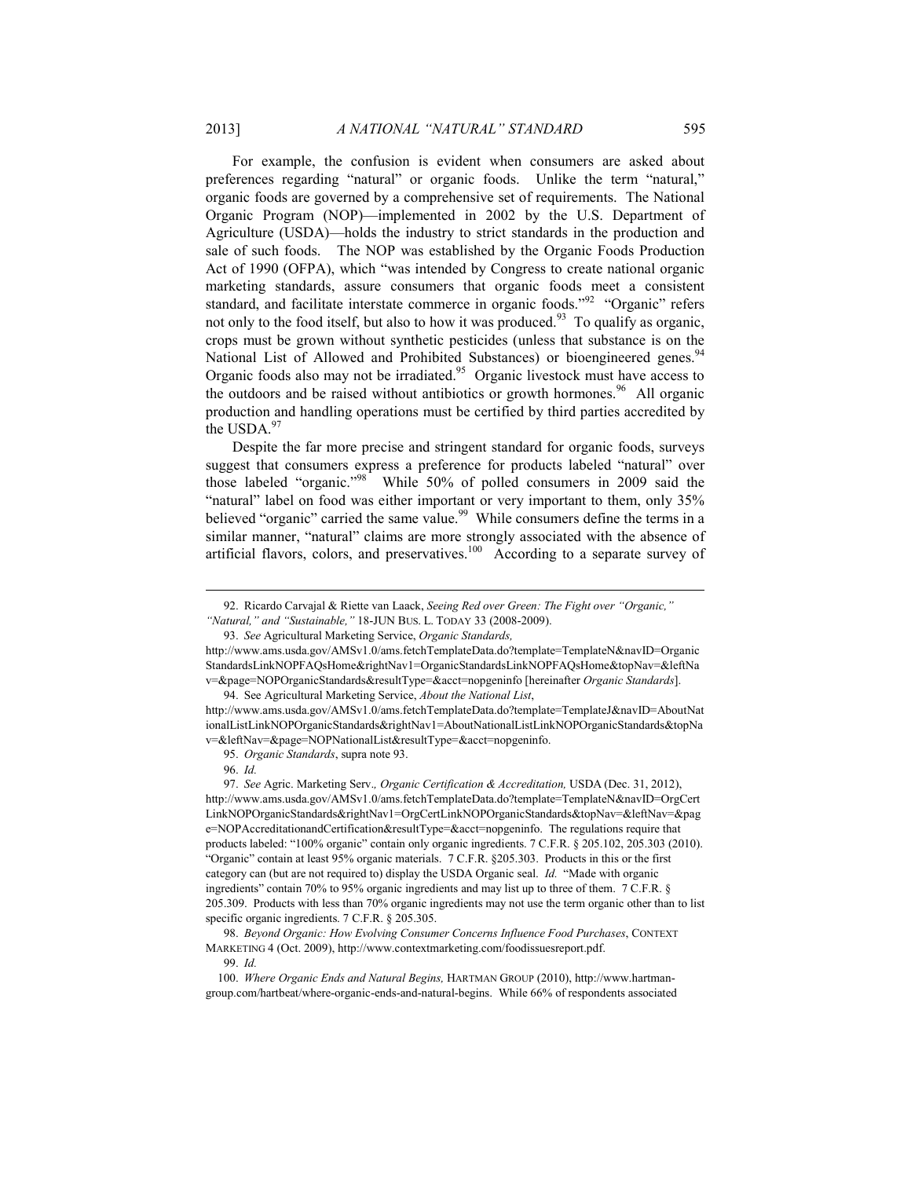For example, the confusion is evident when consumers are asked about preferences regarding "natural" or organic foods. Unlike the term "natural," organic foods are governed by a comprehensive set of requirements. The National Organic Program (NOP)—implemented in 2002 by the U.S. Department of Agriculture (USDA)—holds the industry to strict standards in the production and sale of such foods. The NOP was established by the Organic Foods Production Act of 1990 (OFPA), which "was intended by Congress to create national organic marketing standards, assure consumers that organic foods meet a consistent standard, and facilitate interstate commerce in organic foods."[92] "Organic" refers not only to the food itself, but also to how it was produced.[93] To qualify as organic, crops must be grown without synthetic pesticides (unless that substance is on the National List of Allowed and Prohibited Substances) or bioengineered genes.[94] Organic foods also may not be irradiated.[95] Organic livestock must have access to the outdoors and be raised without antibiotics or growth hormones.[96] All organic production and handling operations must be certified by third parties accredited by the USDA.[97]

Despite the far more precise and stringent standard for organic foods, surveys suggest that consumers express a preference for products labeled "natural" over those labeled "organic."[98] While 50% of polled consumers in 2009 said the "natural" label on food was either important or very important to them, only 35% believed "organic" carried the same value.[99] While consumers define the terms in a similar manner, "natural" claims are more strongly associated with the absence of artificial flavors, colors, and preservatives.[100] According to a separate survey of

---

92. Ricardo Carvajal & Riette van Laack, *Seeing Red over Green: The Fight over "Organic," "Natural," and "Sustainable,"* 18-JUN BUS. L. TODAY 33 (2008-2009).

93. *See* Agricultural Marketing Service, *Organic Standards,* http://www.ams.usda.gov/AMSv1.0/ams.fetchTemplateData.do?template=TemplateN&navID=OrganicStandardsLinkNOPFAQsHome&rightNav1=OrganicStandardsLinkNOPFAQsHome&topNav=&leftNav=&page=NOPOrganicStandards&resultType=&acct=nopgeninfo [hereinafter *Organic Standards*].

94. See Agricultural Marketing Service, *About the National List*, http://www.ams.usda.gov/AMSv1.0/ams.fetchTemplateData.do?template=TemplateJ&navID=AboutNationalListLinkNOPOrganicStandards&rightNav1=AboutNationalListLinkNOPOrganicStandards&topNav=&leftNav=&page=NOPNationalList&resultType=&acct=nopgeninfo.

95. *Organic Standards*, supra note 93.

96. *Id.*

97. *See* Agric. Marketing Serv., *Organic Certification & Accreditation,* USDA (Dec. 31, 2012), http://www.ams.usda.gov/AMSv1.0/ams.fetchTemplateData.do?template=TemplateN&navID=OrgCertLinkNOPOrganicStandards&rightNav1=OrgCertLinkNOPOrganicStandards&topNav=&leftNav=&page=NOPAccreditationandCertification&resultType=&acct=nopgeninfo. The regulations require that products labeled: "100% organic" contain only organic ingredients. 7 C.F.R. § 205.102, 205.303 (2010). "Organic" contain at least 95% organic materials. 7 C.F.R. §205.303. Products in this or the first category can (but are not required to) display the USDA Organic seal. *Id.* "Made with organic ingredients" contain 70% to 95% organic ingredients and may list up to three of them. 7 C.F.R. § 205.309. Products with less than 70% organic ingredients may not use the term organic other than to list specific organic ingredients. 7 C.F.R. § 205.305.

98. *Beyond Organic: How Evolving Consumer Concerns Influence Food Purchases*, CONTEXT MARKETING 4 (Oct. 2009), http://www.contextmarketing.com/foodissuesreport.pdf.

99. *Id.*

100. *Where Organic Ends and Natural Begins,* HARTMAN GROUP (2010), http://www.hartman-group.com/hartbeat/where-organic-ends-and-natural-begins. While 66% of respondents associated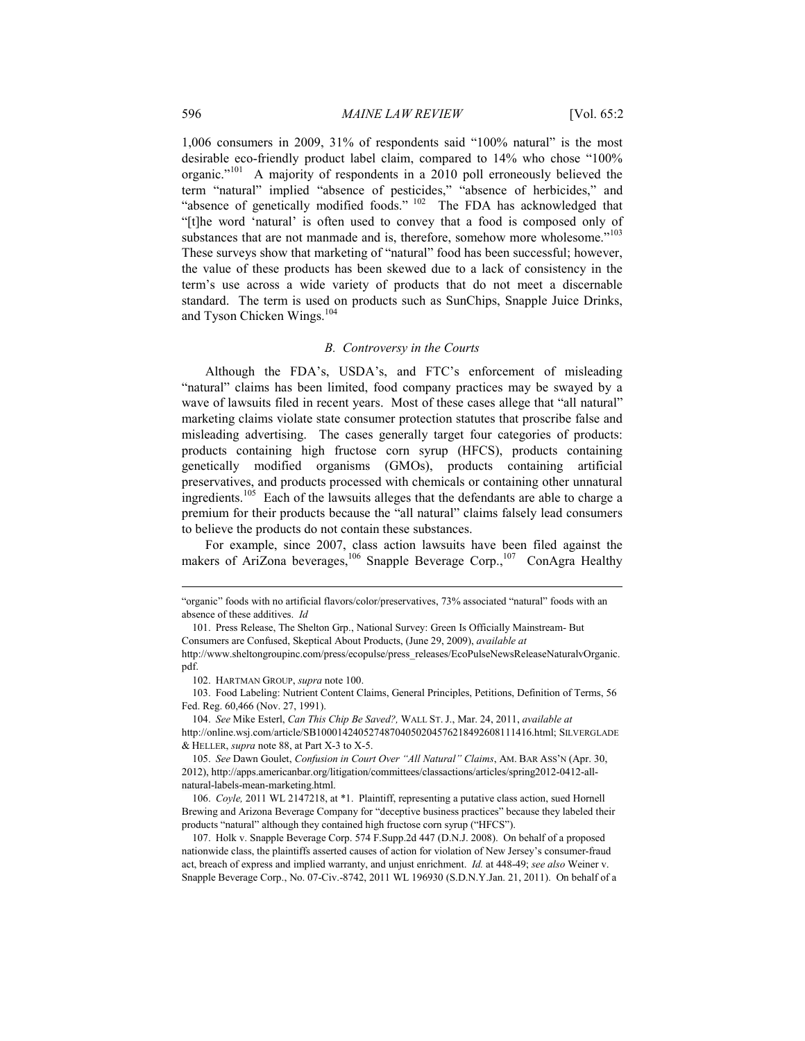1,006 consumers in 2009, 31% of respondents said "100% natural" is the most desirable eco-friendly product label claim, compared to 14% who chose "100% organic."[101] A majority of respondents in a 2010 poll erroneously believed the term "natural" implied "absence of pesticides," "absence of herbicides," and "absence of genetically modified foods." [102] The FDA has acknowledged that "[t]he word 'natural' is often used to convey that a food is composed only of substances that are not manmade and is, therefore, somehow more wholesome."[103] These surveys show that marketing of "natural" food has been successful; however, the value of these products has been skewed due to a lack of consistency in the term's use across a wide variety of products that do not meet a discernable standard. The term is used on products such as SunChips, Snapple Juice Drinks, and Tyson Chicken Wings.[104]

### *B. Controversy in the Courts*

Although the FDA's, USDA's, and FTC's enforcement of misleading "natural" claims has been limited, food company practices may be swayed by a wave of lawsuits filed in recent years. Most of these cases allege that "all natural" marketing claims violate state consumer protection statutes that proscribe false and misleading advertising. The cases generally target four categories of products: products containing high fructose corn syrup (HFCS), products containing genetically modified organisms (GMOs), products containing artificial preservatives, and products processed with chemicals or containing other unnatural ingredients.[105] Each of the lawsuits alleges that the defendants are able to charge a premium for their products because the "all natural" claims falsely lead consumers to believe the products do not contain these substances.

For example, since 2007, class action lawsuits have been filed against the makers of AriZona beverages,[106] Snapple Beverage Corp.,[107] ConAgra Healthy

---

"organic" foods with no artificial flavors/color/preservatives, 73% associated "natural" foods with an absence of these additives. *Id*

101. Press Release, The Shelton Grp., National Survey: Green Is Officially Mainstream- But Consumers are Confused, Skeptical About Products, (June 29, 2009), *available at* http://www.sheltongroupinc.com/press/ecopulse/press_releases/EcoPulseNewsReleaseNaturalvOrganic.pdf.

102. HARTMAN GROUP, *supra* note 100.

103. Food Labeling: Nutrient Content Claims, General Principles, Petitions, Definition of Terms, 56 Fed. Reg. 60,466 (Nov. 27, 1991).

104. *See* Mike Esterl, *Can This Chip Be Saved?,* WALL ST. J., Mar. 24, 2011, *available at* http://online.wsj.com/article/SB10001424052748704050204576218492608111416.html; SILVERGLADE & HELLER, *supra* note 88, at Part X-3 to X-5.

105. *See* Dawn Goulet, *Confusion in Court Over "All Natural" Claims*, AM. BAR ASS'N (Apr. 30, 2012), http://apps.americanbar.org/litigation/committees/classactions/articles/spring2012-0412-all-natural-labels-mean-marketing.html.

106. *Coyle,* 2011 WL 2147218, at *1. Plaintiff, representing a putative class action, sued Hornell Brewing and Arizona Beverage Company for "deceptive business practices" because they labeled their products "natural" although they contained high fructose corn syrup ("HFCS").

107. Holk v. Snapple Beverage Corp. 574 F.Supp.2d 447 (D.N.J. 2008). On behalf of a proposed nationwide class, the plaintiffs asserted causes of action for violation of New Jersey's consumer-fraud act, breach of express and implied warranty, and unjust enrichment. *Id.* at 448-49; *see also* Weiner v. Snapple Beverage Corp., No. 07-Civ.-8742, 2011 WL 196930 (S.D.N.Y.Jan. 21, 2011). On behalf of a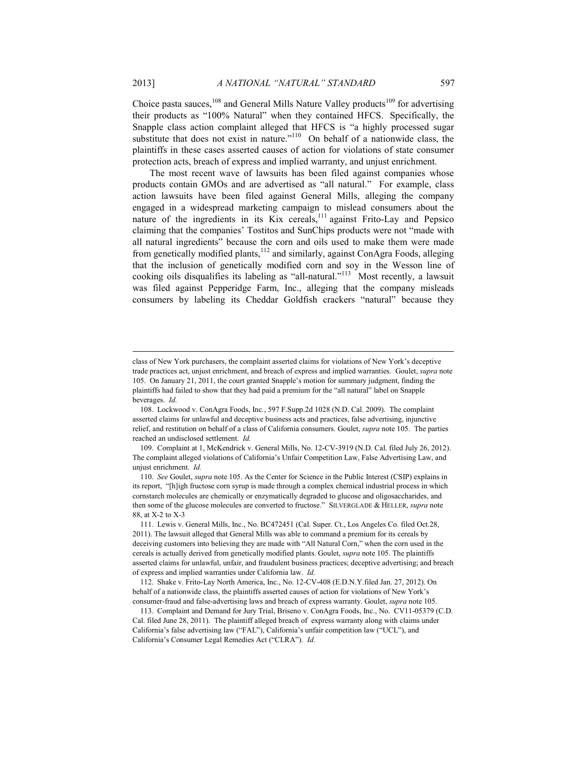Choice pasta sauces,[108] and General Mills Nature Valley products[109] for advertising their products as "100% Natural" when they contained HFCS. Specifically, the Snapple class action complaint alleged that HFCS is "a highly processed sugar substitute that does not exist in nature."[110] On behalf of a nationwide class, the plaintiffs in these cases asserted causes of action for violations of state consumer protection acts, breach of express and implied warranty, and unjust enrichment.

The most recent wave of lawsuits has been filed against companies whose products contain GMOs and are advertised as "all natural." For example, class action lawsuits have been filed against General Mills, alleging the company engaged in a widespread marketing campaign to mislead consumers about the nature of the ingredients in its Kix cereals,[111] against Frito-Lay and Pepsico claiming that the companies' Tostitos and SunChips products were not "made with all natural ingredients" because the corn and oils used to make them were made from genetically modified plants,[112] and similarly, against ConAgra Foods, alleging that the inclusion of genetically modified corn and soy in the Wesson line of cooking oils disqualifies its labeling as "all-natural."[113] Most recently, a lawsuit was filed against Pepperidge Farm, Inc., alleging that the company misleads consumers by labeling its Cheddar Goldfish crackers "natural" because they

---

class of New York purchasers, the complaint asserted claims for violations of New York's deceptive trade practices act, unjust enrichment, and breach of express and implied warranties. Goulet, *supra* note 105. On January 21, 2011, the court granted Snapple's motion for summary judgment, finding the plaintiffs had failed to show that they had paid a premium for the "all natural" label on Snapple beverages. *Id.*

108. Lockwood v. ConAgra Foods, Inc., 597 F.Supp.2d 1028 (N.D. Cal. 2009). The complaint asserted claims for unlawful and deceptive business acts and practices, false advertising, injunctive relief, and restitution on behalf of a class of California consumers. Goulet, *supra* note 105. The parties reached an undisclosed settlement. *Id.*

109. Complaint at 1, McKendrick v. General Mills, No. 12-CV-3919 (N.D. Cal. filed July 26, 2012). The complaint alleged violations of California's Unfair Competition Law, False Advertising Law, and unjust enrichment. *Id.*

110. *See* Goulet, *supra* note 105. As the Center for Science in the Public Interest (CSIP) explains in its report, "[h]igh fructose corn syrup is made through a complex chemical industrial process in which cornstarch molecules are chemically or enzymatically degraded to glucose and oligosaccharides, and then some of the glucose molecules are converted to fructose." SILVERGLADE & HELLER, *supra* note 88, at X-2 to X-3

111. Lewis v. General Mills, Inc., No. BC472451 (Cal. Super. Ct., Los Angeles Co. filed Oct.28, 2011). The lawsuit alleged that General Mills was able to command a premium for its cereals by deceiving customers into believing they are made with "All Natural Corn," when the corn used in the cereals is actually derived from genetically modified plants. Goulet, *supra* note 105. The plaintiffs asserted claims for unlawful, unfair, and fraudulent business practices; deceptive advertising; and breach of express and implied warranties under California law. *Id.*

112. Shake v. Frito-Lay North America, Inc., No. 12-CV-408 (E.D.N.Y.filed Jan. 27, 2012). On behalf of a nationwide class, the plaintiffs asserted causes of action for violations of New York's consumer-fraud and false-advertising laws and breach of express warranty. Goulet, *supra* note 105.

113. Complaint and Demand for Jury Trial, Briseno v. ConAgra Foods, Inc., No. CV11-05379 (C.D. Cal. filed June 28, 2011). The plaintiff alleged breach of express warranty along with claims under California's false advertising law ("FAL"), California's unfair competition law ("UCL"), and California's Consumer Legal Remedies Act ("CLRA"). *Id.*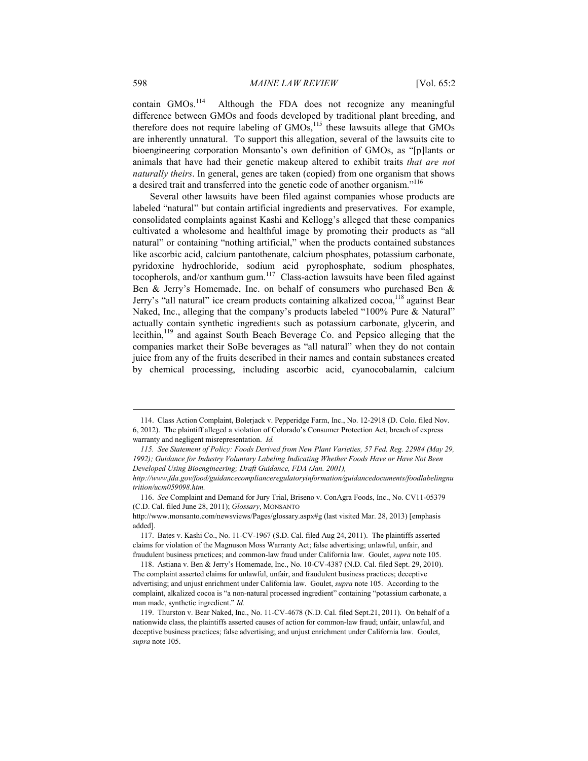contain GMOs.[114] Although the FDA does not recognize any meaningful difference between GMOs and foods developed by traditional plant breeding, and therefore does not require labeling of GMOs,[115] these lawsuits allege that GMOs are inherently unnatural. To support this allegation, several of the lawsuits cite to bioengineering corporation Monsanto's own definition of GMOs, as "[p]lants or animals that have had their genetic makeup altered to exhibit traits *that are not naturally theirs*. In general, genes are taken (copied) from one organism that shows a desired trait and transferred into the genetic code of another organism."[116]

Several other lawsuits have been filed against companies whose products are labeled "natural" but contain artificial ingredients and preservatives. For example, consolidated complaints against Kashi and Kellogg's alleged that these companies cultivated a wholesome and healthful image by promoting their products as "all natural" or containing "nothing artificial," when the products contained substances like ascorbic acid, calcium pantothenate, calcium phosphates, potassium carbonate, pyridoxine hydrochloride, sodium acid pyrophosphate, sodium phosphates, tocopherols, and/or xanthum gum.[117] Class-action lawsuits have been filed against Ben & Jerry's Homemade, Inc. on behalf of consumers who purchased Ben & Jerry's "all natural" ice cream products containing alkalized cocoa,[118] against Bear Naked, Inc., alleging that the company's products labeled "100% Pure & Natural" actually contain synthetic ingredients such as potassium carbonate, glycerin, and lecithin,[119] and against South Beach Beverage Co. and Pepsico alleging that the companies market their SoBe beverages as "all natural" when they do not contain juice from any of the fruits described in their names and contain substances created by chemical processing, including ascorbic acid, cyanocobalamin, calcium

---

114. Class Action Complaint, Bolerjack v. Pepperidge Farm, Inc., No. 12-2918 (D. Colo. filed Nov. 6, 2012). The plaintiff alleged a violation of Colorado's Consumer Protection Act, breach of express warranty and negligent misrepresentation. *Id.*

115. *See Statement of Policy: Foods Derived from New Plant Varieties, 57 Fed. Reg. 22984 (May 29, 1992); Guidance for Industry Voluntary Labeling Indicating Whether Foods Have or Have Not Been Developed Using Bioengineering; Draft Guidance, FDA (Jan. 2001), http://www.fda.gov/food/guidancecomplianceregulatoryinformation/guidancedocuments/foodlabelingnutrition/ucm059098.htm.*

116. *See* Complaint and Demand for Jury Trial, Briseno v. ConAgra Foods, Inc., No. CV11-05379 (C.D. Cal. filed June 28, 2011); *Glossary*, MONSANTO http://www.monsanto.com/newsviews/Pages/glossary.aspx#g (last visited Mar. 28, 2013) [emphasis added].

117. Bates v. Kashi Co., No. 11-CV-1967 (S.D. Cal. filed Aug 24, 2011). The plaintiffs asserted claims for violation of the Magnuson Moss Warranty Act; false advertising; unlawful, unfair, and fraudulent business practices; and common-law fraud under California law. Goulet, *supra* note 105.

118. Astiana v. Ben & Jerry's Homemade, Inc., No. 10-CV-4387 (N.D. Cal. filed Sept. 29, 2010). The complaint asserted claims for unlawful, unfair, and fraudulent business practices; deceptive advertising; and unjust enrichment under California law. Goulet, *supra* note 105. According to the complaint, alkalized cocoa is "a non-natural processed ingredient" containing "potassium carbonate, a man made, synthetic ingredient." *Id.*

119. Thurston v. Bear Naked, Inc., No. 11-CV-4678 (N.D. Cal. filed Sept.21, 2011). On behalf of a nationwide class, the plaintiffs asserted causes of action for common-law fraud; unfair, unlawful, and deceptive business practices; false advertising; and unjust enrichment under California law. Goulet, *supra* note 105.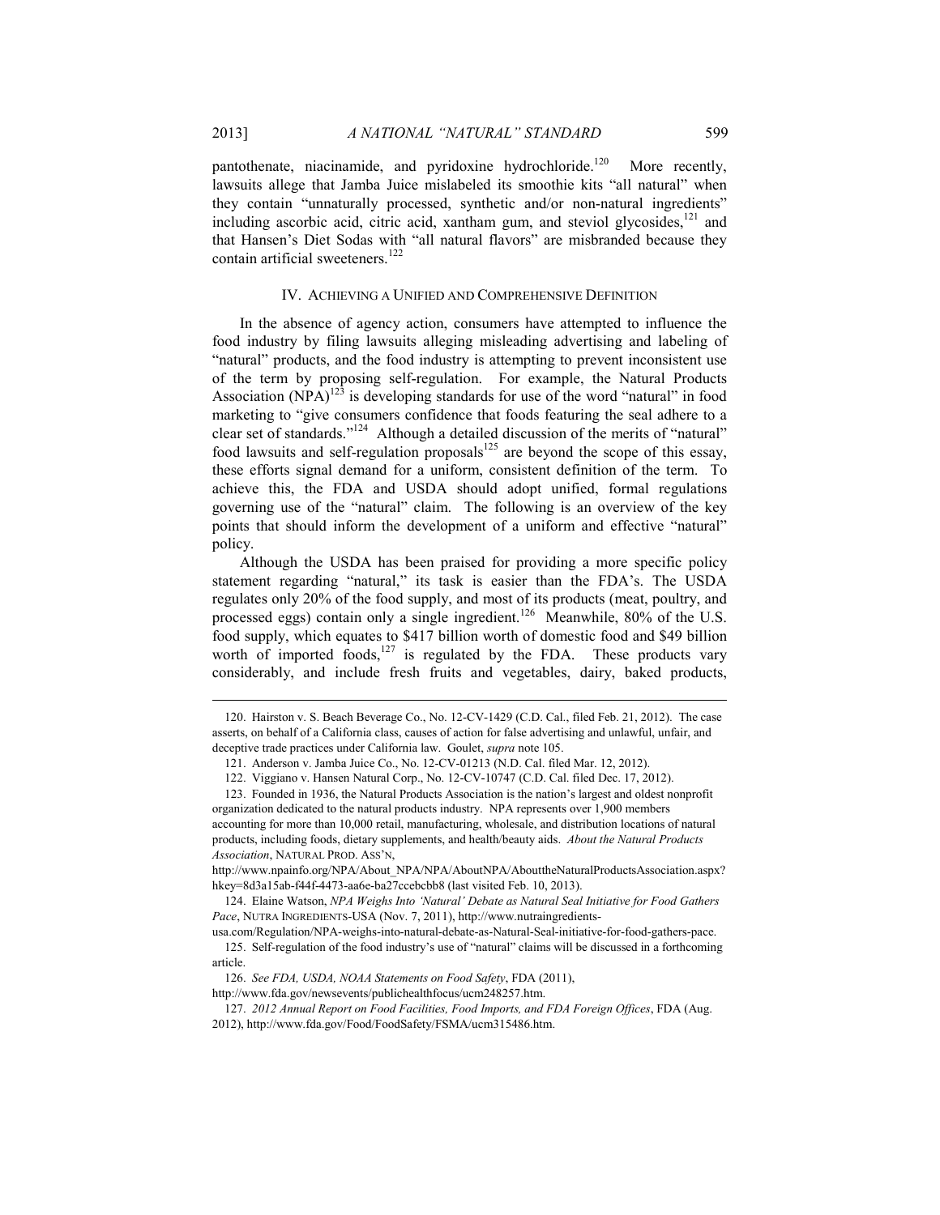pantothenate, niacinamide, and pyridoxine hydrochloride.[120] More recently, lawsuits allege that Jamba Juice mislabeled its smoothie kits "all natural" when they contain "unnaturally processed, synthetic and/or non-natural ingredients" including ascorbic acid, citric acid, xantham gum, and steviol glycosides,[121] and that Hansen's Diet Sodas with "all natural flavors" are misbranded because they contain artificial sweeteners.[122]

## IV. Achieving a Unified and Comprehensive Definition

In the absence of agency action, consumers have attempted to influence the food industry by filing lawsuits alleging misleading advertising and labeling of "natural" products, and the food industry is attempting to prevent inconsistent use of the term by proposing self-regulation. For example, the Natural Products Association (NPA)[123] is developing standards for use of the word "natural" in food marketing to "give consumers confidence that foods featuring the seal adhere to a clear set of standards."[124] Although a detailed discussion of the merits of "natural" food lawsuits and self-regulation proposals[125] are beyond the scope of this essay, these efforts signal demand for a uniform, consistent definition of the term. To achieve this, the FDA and USDA should adopt unified, formal regulations governing use of the "natural" claim. The following is an overview of the key points that should inform the development of a uniform and effective "natural" policy.

Although the USDA has been praised for providing a more specific policy statement regarding "natural," its task is easier than the FDA's. The USDA regulates only 20% of the food supply, and most of its products (meat, poultry, and processed eggs) contain only a single ingredient.[126] Meanwhile, 80% of the U.S. food supply, which equates to $417 billion worth of domestic food and $49 billion worth of imported foods,[127] is regulated by the FDA. These products vary considerably, and include fresh fruits and vegetables, dairy, baked products,

---

120. Hairston v. S. Beach Beverage Co., No. 12-CV-1429 (C.D. Cal., filed Feb. 21, 2012). The case asserts, on behalf of a California class, causes of action for false advertising and unlawful, unfair, and deceptive trade practices under California law. Goulet, *supra* note 105.

121. Anderson v. Jamba Juice Co., No. 12-CV-01213 (N.D. Cal. filed Mar. 12, 2012).

122. Viggiano v. Hansen Natural Corp., No. 12-CV-10747 (C.D. Cal. filed Dec. 17, 2012).

123. Founded in 1936, the Natural Products Association is the nation's largest and oldest nonprofit organization dedicated to the natural products industry. NPA represents over 1,900 members accounting for more than 10,000 retail, manufacturing, wholesale, and distribution locations of natural products, including foods, dietary supplements, and health/beauty aids. *About the Natural Products Association*, NATURAL PROD. ASS'N, http://www.npainfo.org/NPA/About_NPA/NPA/AboutNPA/AbouttheNaturalProductsAssociation.aspx?hkey=8d3a15ab-f44f-4473-aa6e-ba27ccebcbb8 (last visited Feb. 10, 2013).

124. Elaine Watson, *NPA Weighs Into 'Natural' Debate as Natural Seal Initiative for Food Gathers Pace*, NUTRA INGREDIENTS-USA (Nov. 7, 2011), http://www.nutraingredients-usa.com/Regulation/NPA-weighs-into-natural-debate-as-Natural-Seal-initiative-for-food-gathers-pace.

125. Self-regulation of the food industry's use of "natural" claims will be discussed in a forthcoming article.

126. *See FDA, USDA, NOAA Statements on Food Safety*, FDA (2011), http://www.fda.gov/newsevents/publichealthfocus/ucm248257.htm.

127. *2012 Annual Report on Food Facilities, Food Imports, and FDA Foreign Offices*, FDA (Aug. 2012), http://www.fda.gov/Food/FoodSafety/FSMA/ucm315486.htm.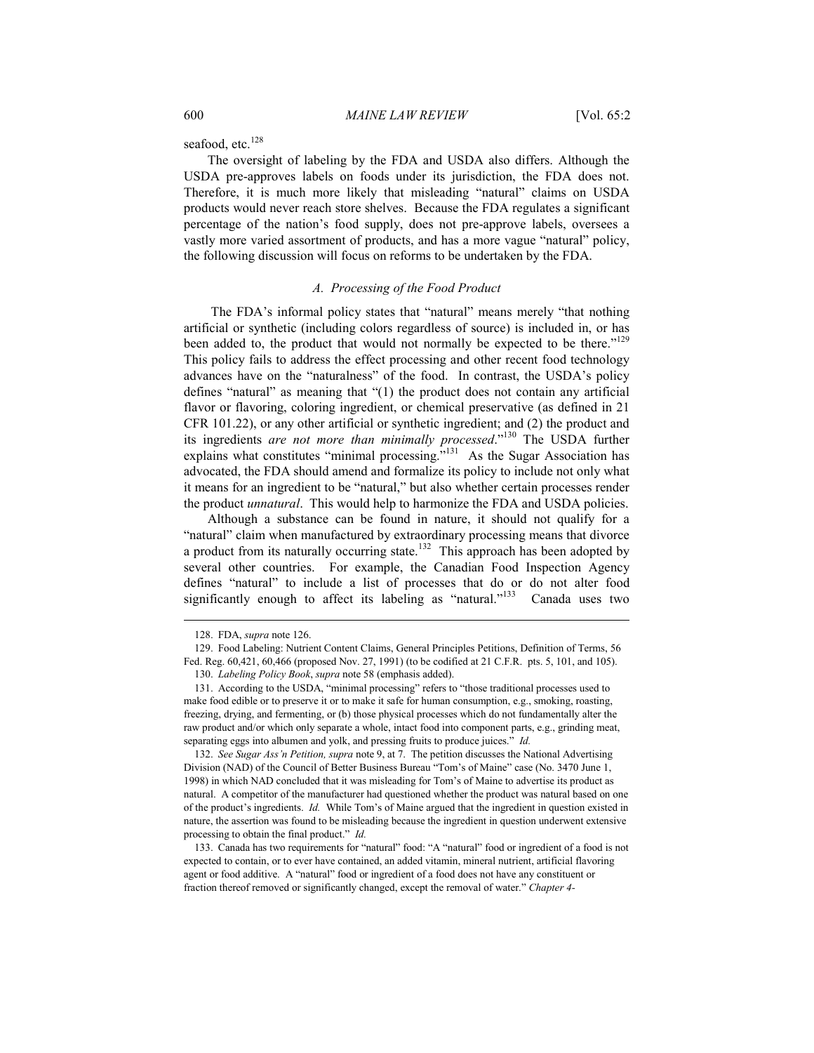seafood, etc.[128]

The oversight of labeling by the FDA and USDA also differs. Although the USDA pre-approves labels on foods under its jurisdiction, the FDA does not. Therefore, it is much more likely that misleading "natural" claims on USDA products would never reach store shelves. Because the FDA regulates a significant percentage of the nation's food supply, does not pre-approve labels, oversees a vastly more varied assortment of products, and has a more vague "natural" policy, the following discussion will focus on reforms to be undertaken by the FDA.

### *A. Processing of the Food Product*

The FDA's informal policy states that "natural" means merely "that nothing artificial or synthetic (including colors regardless of source) is included in, or has been added to, the product that would not normally be expected to be there."[129] This policy fails to address the effect processing and other recent food technology advances have on the "naturalness" of the food. In contrast, the USDA's policy defines "natural" as meaning that "(1) the product does not contain any artificial flavor or flavoring, coloring ingredient, or chemical preservative (as defined in 21 CFR 101.22), or any other artificial or synthetic ingredient; and (2) the product and its ingredients *are not more than minimally processed*."[130] The USDA further explains what constitutes "minimal processing."[131] As the Sugar Association has advocated, the FDA should amend and formalize its policy to include not only what it means for an ingredient to be "natural," but also whether certain processes render the product *unnatural*. This would help to harmonize the FDA and USDA policies.

Although a substance can be found in nature, it should not qualify for a "natural" claim when manufactured by extraordinary processing means that divorce a product from its naturally occurring state.[132] This approach has been adopted by several other countries. For example, the Canadian Food Inspection Agency defines "natural" to include a list of processes that do or do not alter food significantly enough to affect its labeling as "natural."[133] Canada uses two

---

128. FDA, *supra* note 126.

129. Food Labeling: Nutrient Content Claims, General Principles Petitions, Definition of Terms, 56 Fed. Reg. 60,421, 60,466 (proposed Nov. 27, 1991) (to be codified at 21 C.F.R. pts. 5, 101, and 105).

130. *Labeling Policy Book*, *supra* note 58 (emphasis added).

131. According to the USDA, "minimal processing" refers to "those traditional processes used to make food edible or to preserve it or to make it safe for human consumption, e.g., smoking, roasting, freezing, drying, and fermenting, or (b) those physical processes which do not fundamentally alter the raw product and/or which only separate a whole, intact food into component parts, e.g., grinding meat, separating eggs into albumen and yolk, and pressing fruits to produce juices." *Id.*

132. *See Sugar Ass'n Petition, supra* note 9, at 7. The petition discusses the National Advertising Division (NAD) of the Council of Better Business Bureau "Tom's of Maine" case (No. 3470 June 1, 1998) in which NAD concluded that it was misleading for Tom's of Maine to advertise its product as natural. A competitor of the manufacturer had questioned whether the product was natural based on one of the product's ingredients. *Id.* While Tom's of Maine argued that the ingredient in question existed in nature, the assertion was found to be misleading because the ingredient in question underwent extensive processing to obtain the final product." *Id.*

133. Canada has two requirements for "natural" food: "A "natural" food or ingredient of a food is not expected to contain, or to ever have contained, an added vitamin, mineral nutrient, artificial flavoring agent or food additive. A "natural" food or ingredient of a food does not have any constituent or fraction thereof removed or significantly changed, except the removal of water." *Chapter 4-*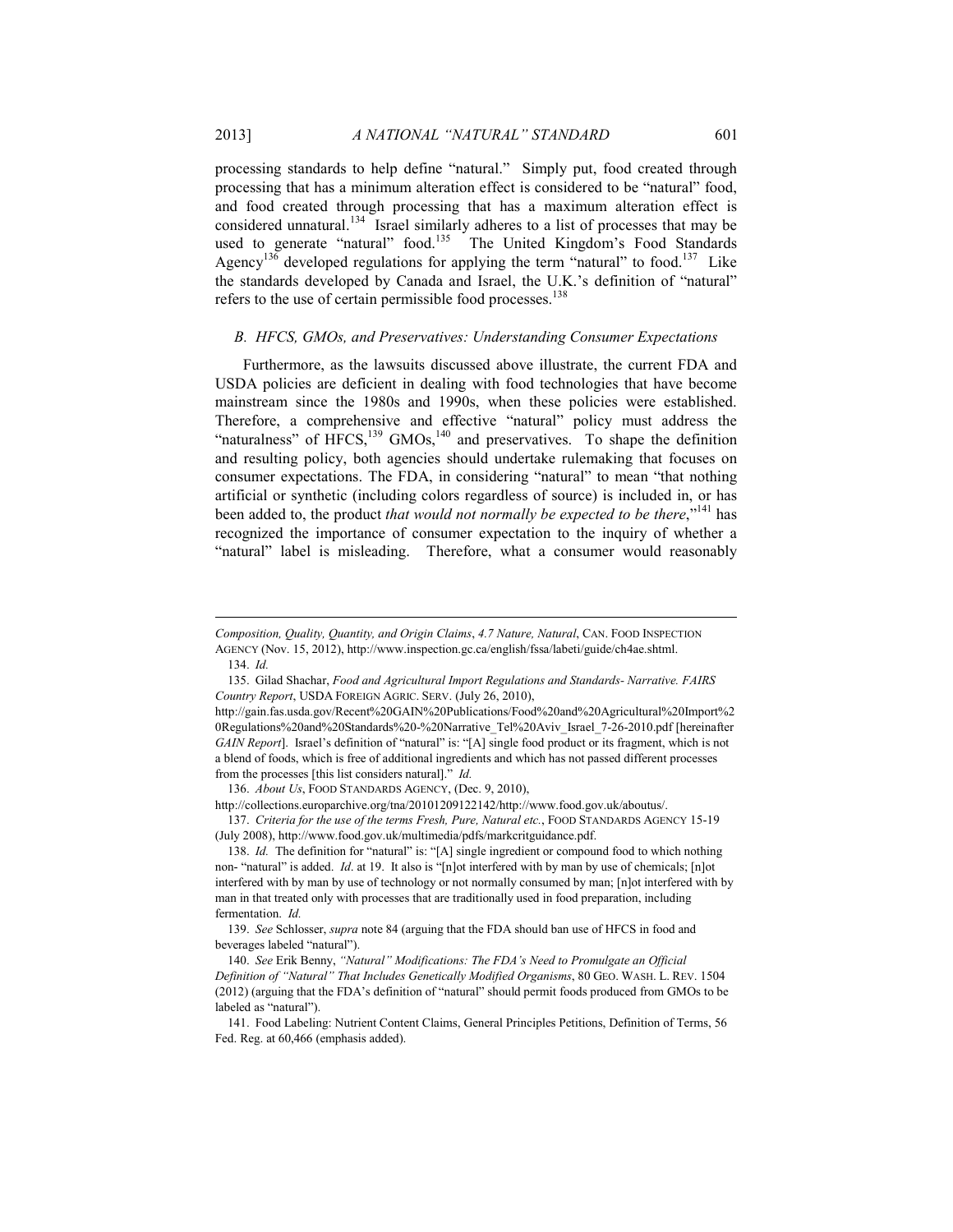processing standards to help define "natural." Simply put, food created through processing that has a minimum alteration effect is considered to be "natural" food, and food created through processing that has a maximum alteration effect is considered unnatural.[134] Israel similarly adheres to a list of processes that may be used to generate "natural" food.[135] The United Kingdom's Food Standards Agency[136] developed regulations for applying the term "natural" to food.[137] Like the standards developed by Canada and Israel, the U.K.'s definition of "natural" refers to the use of certain permissible food processes.[138]

### *B. HFCS, GMOs, and Preservatives: Understanding Consumer Expectations*

Furthermore, as the lawsuits discussed above illustrate, the current FDA and USDA policies are deficient in dealing with food technologies that have become mainstream since the 1980s and 1990s, when these policies were established. Therefore, a comprehensive and effective "natural" policy must address the "naturalness" of HFCS,[139] GMOs,[140] and preservatives. To shape the definition and resulting policy, both agencies should undertake rulemaking that focuses on consumer expectations. The FDA, in considering "natural" to mean "that nothing artificial or synthetic (including colors regardless of source) is included in, or has been added to, the product *that would not normally be expected to be there*,"[141] has recognized the importance of consumer expectation to the inquiry of whether a "natural" label is misleading. Therefore, what a consumer would reasonably

---

*Composition, Quality, Quantity, and Origin Claims*, *4.7 Nature, Natural*, CAN. FOOD INSPECTION AGENCY (Nov. 15, 2012), http://www.inspection.gc.ca/english/fssa/labeti/guide/ch4ae.shtml.

134. *Id.*

135. Gilad Shachar, *Food and Agricultural Import Regulations and Standards- Narrative. FAIRS Country Report*, USDA FOREIGN AGRIC. SERV. (July 26, 2010), http://gain.fas.usda.gov/Recent%20GAIN%20Publications/Food%20and%20Agricultural%20Import%20Regulations%20and%20Standards%20-%20Narrative_Tel%20Aviv_Israel_7-26-2010.pdf [hereinafter *GAIN Report*]. Israel's definition of "natural" is: "[A] single food product or its fragment, which is not a blend of foods, which is free of additional ingredients and which has not passed different processes from the processes [this list considers natural]." *Id.*

136. *About Us*, FOOD STANDARDS AGENCY, (Dec. 9, 2010), http://collections.europarchive.org/tna/20101209122142/http://www.food.gov.uk/aboutus/.

137. *Criteria for the use of the terms Fresh, Pure, Natural etc.*, FOOD STANDARDS AGENCY 15-19 (July 2008), http://www.food.gov.uk/multimedia/pdfs/markcritguidance.pdf.

138. *Id.* The definition for "natural" is: "[A] single ingredient or compound food to which nothing non- "natural" is added. *Id*. at 19. It also is "[n]ot interfered with by man by use of chemicals; [n]ot interfered with by man by use of technology or not normally consumed by man; [n]ot interfered with by man in that treated only with processes that are traditionally used in food preparation, including fermentation. *Id.*

139. *See* Schlosser, *supra* note 84 (arguing that the FDA should ban use of HFCS in food and beverages labeled "natural").

140. *See* Erik Benny, *"Natural" Modifications: The FDA's Need to Promulgate an Official Definition of "Natural" That Includes Genetically Modified Organisms*, 80 GEO. WASH. L. REV. 1504 (2012) (arguing that the FDA's definition of "natural" should permit foods produced from GMOs to be labeled as "natural").

141. Food Labeling: Nutrient Content Claims, General Principles Petitions, Definition of Terms, 56 Fed. Reg. at 60,466 (emphasis added).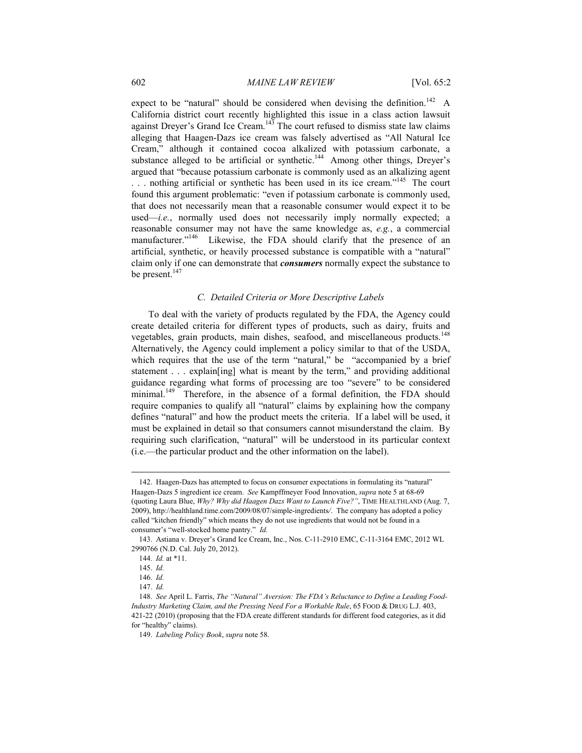expect to be "natural" should be considered when devising the definition.[142] A California district court recently highlighted this issue in a class action lawsuit against Dreyer's Grand Ice Cream.[143] The court refused to dismiss state law claims alleging that Haagen-Dazs ice cream was falsely advertised as "All Natural Ice Cream," although it contained cocoa alkalized with potassium carbonate, a substance alleged to be artificial or synthetic.[144] Among other things, Dreyer's argued that "because potassium carbonate is commonly used as an alkalizing agent . . . nothing artificial or synthetic has been used in its ice cream."[145] The court found this argument problematic: "even if potassium carbonate is commonly used, that does not necessarily mean that a reasonable consumer would expect it to be used—*i.e.*, normally used does not necessarily imply normally expected; a reasonable consumer may not have the same knowledge as, *e.g.*, a commercial manufacturer."[146] Likewise, the FDA should clarify that the presence of an artificial, synthetic, or heavily processed substance is compatible with a "natural" claim only if one can demonstrate that ***consumers*** normally expect the substance to be present.[147]

### *C. Detailed Criteria or More Descriptive Labels*

To deal with the variety of products regulated by the FDA, the Agency could create detailed criteria for different types of products, such as dairy, fruits and vegetables, grain products, main dishes, seafood, and miscellaneous products.[148] Alternatively, the Agency could implement a policy similar to that of the USDA, which requires that the use of the term "natural," be "accompanied by a brief statement . . . explain[ing] what is meant by the term," and providing additional guidance regarding what forms of processing are too "severe" to be considered minimal.[149] Therefore, in the absence of a formal definition, the FDA should require companies to qualify all "natural" claims by explaining how the company defines "natural" and how the product meets the criteria. If a label will be used, it must be explained in detail so that consumers cannot misunderstand the claim. By requiring such clarification, "natural" will be understood in its particular context (i.e.—the particular product and the other information on the label).

---

142. Haagen-Dazs has attempted to focus on consumer expectations in formulating its "natural" Haagen-Dazs 5 ingredient ice cream. *See* Kampffmeyer Food Innovation, *supra* note 5 at 68-69 (quoting Laura Blue, *Why? Why did Haagen Dazs Want to Launch Five?"*, TIME HEALTHLAND (Aug. 7, 2009), http://healthland.time.com/2009/08/07/simple-ingredients/. The company has adopted a policy called "kitchen friendly" which means they do not use ingredients that would not be found in a consumer's "well-stocked home pantry." *Id.*

143. Astiana v. Dreyer's Grand Ice Cream, Inc., Nos. C-11-2910 EMC, C-11-3164 EMC, 2012 WL 2990766 (N.D. Cal. July 20, 2012).

144. *Id.* at *11.

145. *Id.*

146. *Id.*

147. *Id.*

148. *See* April L. Farris, *The "Natural" Aversion: The FDA's Reluctance to Define a Leading Food-Industry Marketing Claim, and the Pressing Need For a Workable Rule*, 65 FOOD & DRUG L.J. 403, 421-22 (2010) (proposing that the FDA create different standards for different food categories, as it did for "healthy" claims).

149. *Labeling Policy Book*, *supra* note 58.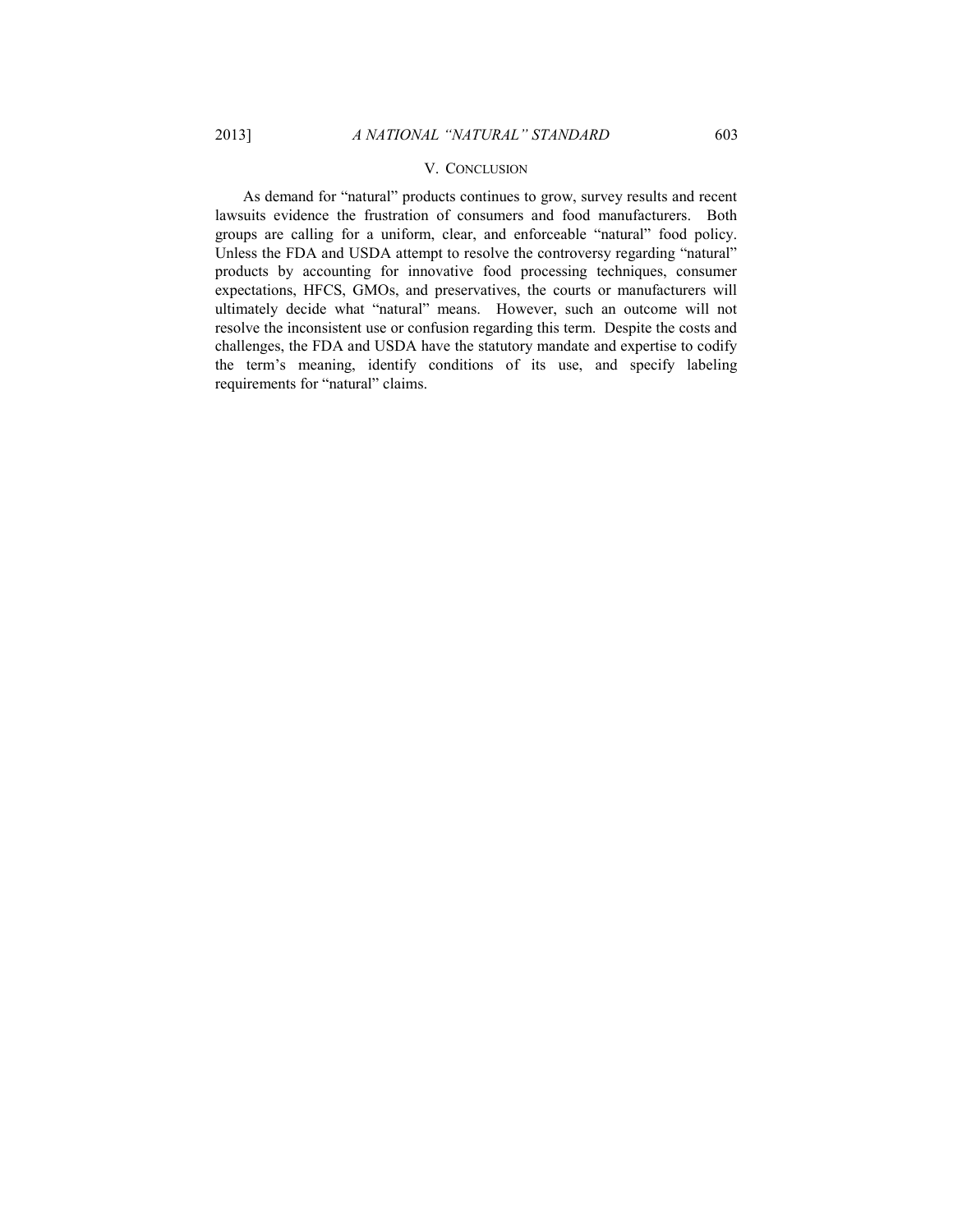## V. Conclusion

As demand for "natural" products continues to grow, survey results and recent lawsuits evidence the frustration of consumers and food manufacturers. Both groups are calling for a uniform, clear, and enforceable "natural" food policy. Unless the FDA and USDA attempt to resolve the controversy regarding "natural" products by accounting for innovative food processing techniques, consumer expectations, HFCS, GMOs, and preservatives, the courts or manufacturers will ultimately decide what "natural" means. However, such an outcome will not resolve the inconsistent use or confusion regarding this term. Despite the costs and challenges, the FDA and USDA have the statutory mandate and expertise to codify the term's meaning, identify conditions of its use, and specify labeling requirements for "natural" claims.